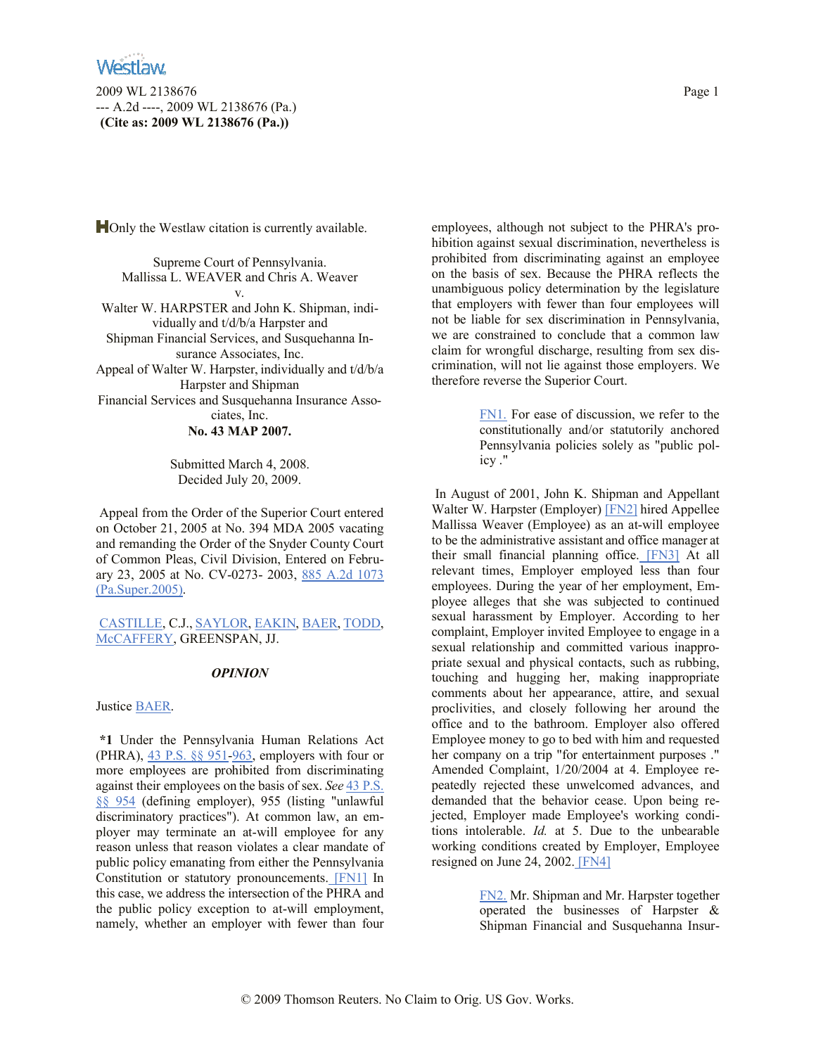Only the Westlaw citation is currently available.

Supreme Court of Pennsylvania.
Mallissa L. WEAVER and Chris A. Weaver
v.
Walter W. HARPSTER and John K. Shipman, individually and t/d/b/a Harpster and
Shipman Financial Services, and Susquehanna Insurance Associates, Inc.
Appeal of Walter W. Harpster, individually and t/d/b/a Harpster and Shipman
Financial Services and Susquehanna Insurance Associates, Inc.
**No. 43 MAP 2007.**

Submitted March 4, 2008.
Decided July 20, 2009.

Appeal from the Order of the Superior Court entered on October 21, 2005 at No. 394 MDA 2005 vacating and remanding the Order of the Snyder County Court of Common Pleas, Civil Division, Entered on February 23, 2005 at No. CV-0273- 2003, 885 A.2d 1073 (Pa.Super.2005).

CASTILLE, C.J., SAYLOR, EAKIN, BAER, TODD, McCAFFERY, GREENSPAN, JJ.

***OPINION***

Justice BAER.

**\*1** Under the Pennsylvania Human Relations Act (PHRA), 43 P.S. §§ 951-963, employers with four or more employees are prohibited from discriminating against their employees on the basis of sex. *See* 43 P.S. §§ 954 (defining employer), 955 (listing "unlawful discriminatory practices"). At common law, an employer may terminate an at-will employee for any reason unless that reason violates a clear mandate of public policy emanating from either the Pennsylvania Constitution or statutory pronouncements. [FN1] In this case, we address the intersection of the PHRA and the public policy exception to at-will employment, namely, whether an employer with fewer than four employees, although not subject to the PHRA's prohibition against sexual discrimination, nevertheless is prohibited from discriminating against an employee on the basis of sex. Because the PHRA reflects the unambiguous policy determination by the legislature that employers with fewer than four employees will not be liable for sex discrimination in Pennsylvania, we are constrained to conclude that a common law claim for wrongful discharge, resulting from sex discrimination, will not lie against those employers. We therefore reverse the Superior Court.

> FN1. For ease of discussion, we refer to the constitutionally and/or statutorily anchored Pennsylvania policies solely as "public policy ."

In August of 2001, John K. Shipman and Appellant Walter W. Harpster (Employer) [FN2] hired Appellee Mallissa Weaver (Employee) as an at-will employee to be the administrative assistant and office manager at their small financial planning office. [FN3] At all relevant times, Employer employed less than four employees. During the year of her employment, Employee alleges that she was subjected to continued sexual harassment by Employer. According to her complaint, Employer invited Employee to engage in a sexual relationship and committed various inappropriate sexual and physical contacts, such as rubbing, touching and hugging her, making inappropriate comments about her appearance, attire, and sexual proclivities, and closely following her around the office and to the bathroom. Employer also offered Employee money to go to bed with him and requested her company on a trip "for entertainment purposes ." Amended Complaint, 1/20/2004 at 4. Employee repeatedly rejected these unwelcomed advances, and demanded that the behavior cease. Upon being rejected, Employer made Employee's working conditions intolerable. *Id.* at 5. Due to the unbearable working conditions created by Employer, Employee resigned on June 24, 2002. [FN4]

> FN2. Mr. Shipman and Mr. Harpster together operated the businesses of Harpster & Shipman Financial and Susquehanna Insur-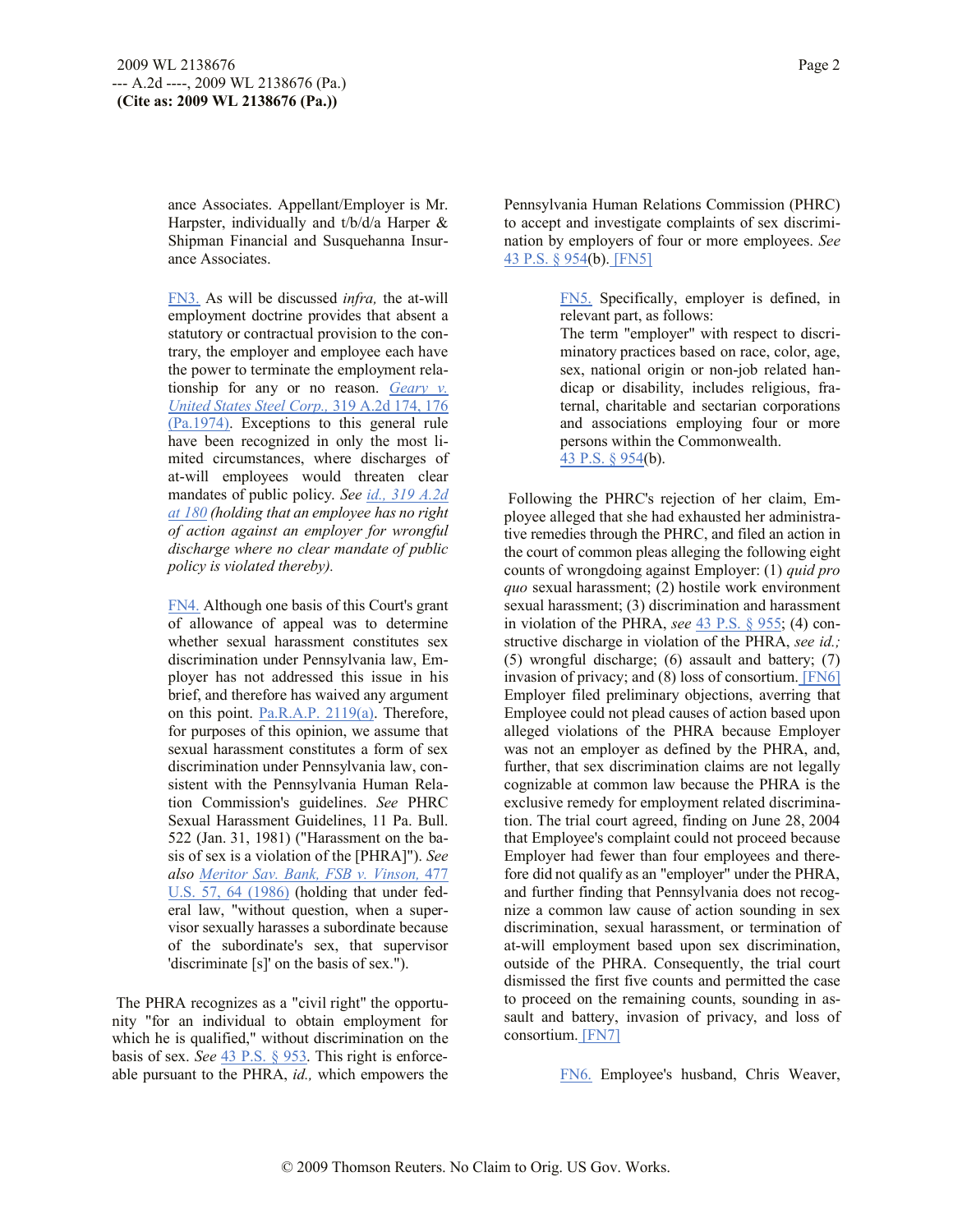ance Associates. Appellant/Employer is Mr. Harpster, individually and t/b/d/a Harper & Shipman Financial and Susquehanna Insurance Associates.

FN3. As will be discussed *infra,* the at-will employment doctrine provides that absent a statutory or contractual provision to the contrary, the employer and employee each have the power to terminate the employment relationship for any or no reason. *Geary v. United States Steel Corp.,* 319 A.2d 174, 176 (Pa.1974). Exceptions to this general rule have been recognized in only the most limited circumstances, where discharges of at-will employees would threaten clear mandates of public policy. *See id., 319 A.2d at 180 (holding that an employee has no right of action against an employer for wrongful discharge where no clear mandate of public policy is violated thereby).*

FN4. Although one basis of this Court's grant of allowance of appeal was to determine whether sexual harassment constitutes sex discrimination under Pennsylvania law, Employer has not addressed this issue in his brief, and therefore has waived any argument on this point. Pa.R.A.P. 2119(a). Therefore, for purposes of this opinion, we assume that sexual harassment constitutes a form of sex discrimination under Pennsylvania law, consistent with the Pennsylvania Human Relation Commission's guidelines. *See* PHRC Sexual Harassment Guidelines, 11 Pa. Bull. 522 (Jan. 31, 1981) ("Harassment on the basis of sex is a violation of the [PHRA]"). *See also Meritor Sav. Bank, FSB v. Vinson,* 477 U.S. 57, 64 (1986) (holding that under federal law, "without question, when a supervisor sexually harasses a subordinate because of the subordinate's sex, that supervisor 'discriminate [s]' on the basis of sex.").

The PHRA recognizes as a "civil right" the opportunity "for an individual to obtain employment for which he is qualified," without discrimination on the basis of sex. *See* 43 P.S. § 953. This right is enforceable pursuant to the PHRA, *id.,* which empowers the Pennsylvania Human Relations Commission (PHRC) to accept and investigate complaints of sex discrimination by employers of four or more employees. *See* 43 P.S. § 954(b). [FN5]

FN5. Specifically, employer is defined, in relevant part, as follows:
The term "employer" with respect to discriminatory practices based on race, color, age, sex, national origin or non-job related handicap or disability, includes religious, fraternal, charitable and sectarian corporations and associations employing four or more persons within the Commonwealth.
43 P.S. § 954(b).

Following the PHRC's rejection of her claim, Employee alleged that she had exhausted her administrative remedies through the PHRC, and filed an action in the court of common pleas alleging the following eight counts of wrongdoing against Employer: (1) *quid pro quo* sexual harassment; (2) hostile work environment sexual harassment; (3) discrimination and harassment in violation of the PHRA, *see* 43 P.S. § 955; (4) constructive discharge in violation of the PHRA, *see id.;* (5) wrongful discharge; (6) assault and battery; (7) invasion of privacy; and (8) loss of consortium. [FN6] Employer filed preliminary objections, averring that Employee could not plead causes of action based upon alleged violations of the PHRA because Employer was not an employer as defined by the PHRA, and, further, that sex discrimination claims are not legally cognizable at common law because the PHRA is the exclusive remedy for employment related discrimination. The trial court agreed, finding on June 28, 2004 that Employee's complaint could not proceed because Employer had fewer than four employees and therefore did not qualify as an "employer" under the PHRA, and further finding that Pennsylvania does not recognize a common law cause of action sounding in sex discrimination, sexual harassment, or termination of at-will employment based upon sex discrimination, outside of the PHRA. Consequently, the trial court dismissed the first five counts and permitted the case to proceed on the remaining counts, sounding in assault and battery, invasion of privacy, and loss of consortium. [FN7]

FN6. Employee's husband, Chris Weaver,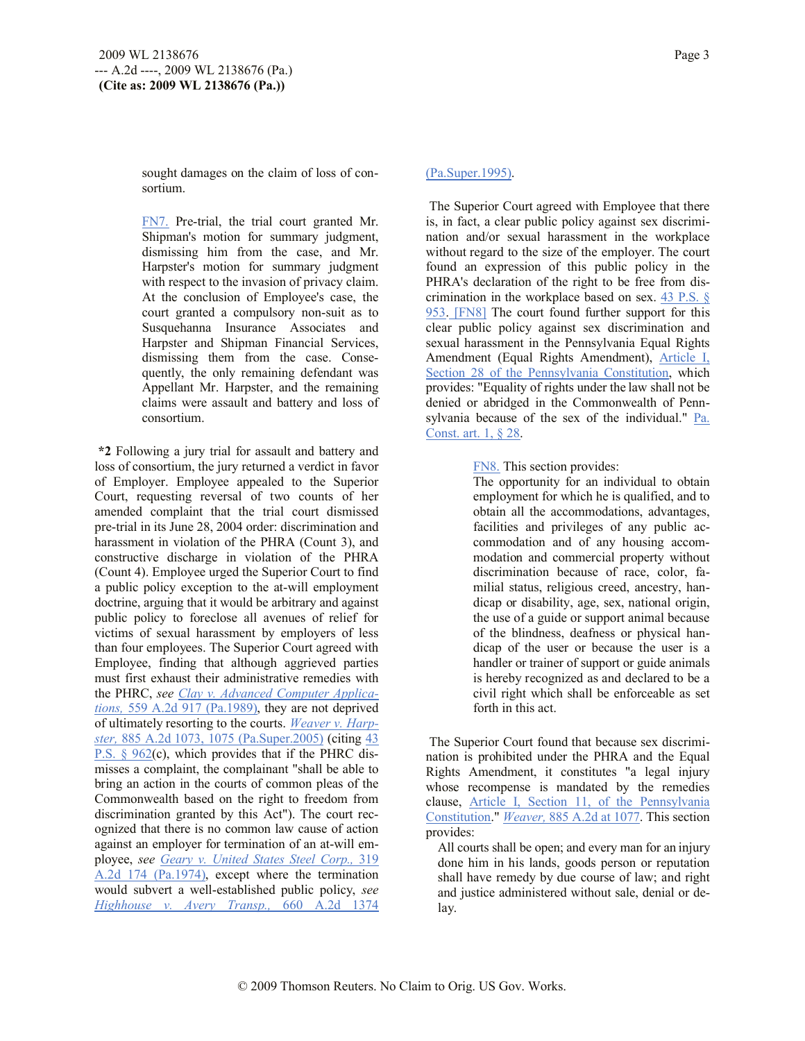sought damages on the claim of loss of consortium.

FN7. Pre-trial, the trial court granted Mr. Shipman's motion for summary judgment, dismissing him from the case, and Mr. Harpster's motion for summary judgment with respect to the invasion of privacy claim. At the conclusion of Employee's case, the court granted a compulsory non-suit as to Susquehanna Insurance Associates and Harpster and Shipman Financial Services, dismissing them from the case. Consequently, the only remaining defendant was Appellant Mr. Harpster, and the remaining claims were assault and battery and loss of consortium.

**\*2** Following a jury trial for assault and battery and loss of consortium, the jury returned a verdict in favor of Employer. Employee appealed to the Superior Court, requesting reversal of two counts of her amended complaint that the trial court dismissed pre-trial in its June 28, 2004 order: discrimination and harassment in violation of the PHRA (Count 3), and constructive discharge in violation of the PHRA (Count 4). Employee urged the Superior Court to find a public policy exception to the at-will employment doctrine, arguing that it would be arbitrary and against public policy to foreclose all avenues of relief for victims of sexual harassment by employers of less than four employees. The Superior Court agreed with Employee, finding that although aggrieved parties must first exhaust their administrative remedies with the PHRC, *see* *Clay v. Advanced Computer Applications,* 559 A.2d 917 (Pa.1989), they are not deprived of ultimately resorting to the courts. *Weaver v. Harpster,* 885 A.2d 1073, 1075 (Pa.Super.2005) (citing 43 P.S. § 962(c), which provides that if the PHRC dismisses a complaint, the complainant "shall be able to bring an action in the courts of common pleas of the Commonwealth based on the right to freedom from discrimination granted by this Act"). The court recognized that there is no common law cause of action against an employer for termination of an at-will employee, *see* *Geary v. United States Steel Corp.,* 319 A.2d 174 (Pa.1974), except where the termination would subvert a well-established public policy, *see* *Highhouse v. Avery Transp.,* 660 A.2d 1374 (Pa.Super.1995).

The Superior Court agreed with Employee that there is, in fact, a clear public policy against sex discrimination and/or sexual harassment in the workplace without regard to the size of the employer. The court found an expression of this public policy in the PHRA's declaration of the right to be free from discrimination in the workplace based on sex. 43 P.S. § 953. [FN8] The court found further support for this clear public policy against sex discrimination and sexual harassment in the Pennsylvania Equal Rights Amendment (Equal Rights Amendment), Article I, Section 28 of the Pennsylvania Constitution, which provides: "Equality of rights under the law shall not be denied or abridged in the Commonwealth of Pennsylvania because of the sex of the individual." Pa. Const. art. 1, § 28.

> FN8. This section provides:
> The opportunity for an individual to obtain employment for which he is qualified, and to obtain all the accommodations, advantages, facilities and privileges of any public accommodation and of any housing accommodation and commercial property without discrimination because of race, color, familial status, religious creed, ancestry, handicap or disability, age, sex, national origin, the use of a guide or support animal because of the blindness, deafness or physical handicap of the user or because the user is a handler or trainer of support or guide animals is hereby recognized as and declared to be a civil right which shall be enforceable as set forth in this act.

The Superior Court found that because sex discrimination is prohibited under the PHRA and the Equal Rights Amendment, it constitutes "a legal injury whose recompense is mandated by the remedies clause, Article I, Section 11, of the Pennsylvania Constitution." *Weaver,* 885 A.2d at 1077. This section provides:

> All courts shall be open; and every man for an injury done him in his lands, goods person or reputation shall have remedy by due course of law; and right and justice administered without sale, denial or delay.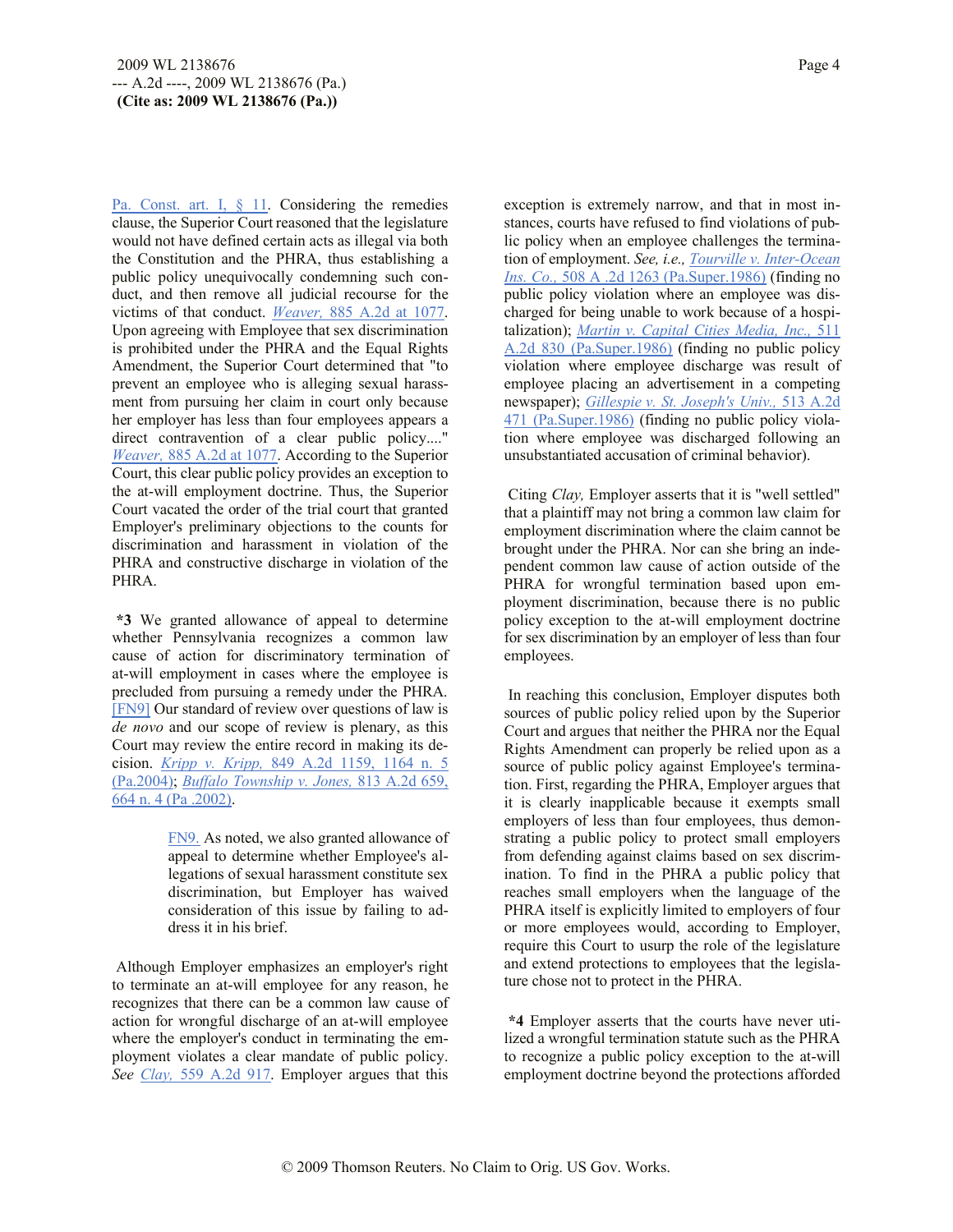Pa. Const. art. I, § 11. Considering the remedies clause, the Superior Court reasoned that the legislature would not have defined certain acts as illegal via both the Constitution and the PHRA, thus establishing a public policy unequivocally condemning such conduct, and then remove all judicial recourse for the victims of that conduct. *Weaver,* 885 A.2d at 1077. Upon agreeing with Employee that sex discrimination is prohibited under the PHRA and the Equal Rights Amendment, the Superior Court determined that "to prevent an employee who is alleging sexual harassment from pursuing her claim in court only because her employer has less than four employees appears a direct contravention of a clear public policy...." *Weaver,* 885 A.2d at 1077. According to the Superior Court, this clear public policy provides an exception to the at-will employment doctrine. Thus, the Superior Court vacated the order of the trial court that granted Employer's preliminary objections to the counts for discrimination and harassment in violation of the PHRA and constructive discharge in violation of the PHRA.

**\*3** We granted allowance of appeal to determine whether Pennsylvania recognizes a common law cause of action for discriminatory termination of at-will employment in cases where the employee is precluded from pursuing a remedy under the PHRA. [FN9] Our standard of review over questions of law is *de novo* and our scope of review is plenary, as this Court may review the entire record in making its decision. *Kripp v. Kripp,* 849 A.2d 1159, 1164 n. 5 (Pa.2004); *Buffalo Township v. Jones,* 813 A.2d 659, 664 n. 4 (Pa .2002).

> FN9. As noted, we also granted allowance of appeal to determine whether Employee's allegations of sexual harassment constitute sex discrimination, but Employer has waived consideration of this issue by failing to address it in his brief.

Although Employer emphasizes an employer's right to terminate an at-will employee for any reason, he recognizes that there can be a common law cause of action for wrongful discharge of an at-will employee where the employer's conduct in terminating the employment violates a clear mandate of public policy. *See Clay,* 559 A.2d 917. Employer argues that this exception is extremely narrow, and that in most instances, courts have refused to find violations of public policy when an employee challenges the termination of employment. *See, i.e., Tourville v. Inter-Ocean Ins. Co.,* 508 A .2d 1263 (Pa.Super.1986) (finding no public policy violation where an employee was discharged for being unable to work because of a hospitalization); *Martin v. Capital Cities Media, Inc.,* 511 A.2d 830 (Pa.Super.1986) (finding no public policy violation where employee discharge was result of employee placing an advertisement in a competing newspaper); *Gillespie v. St. Joseph's Univ.,* 513 A.2d 471 (Pa.Super.1986) (finding no public policy violation where employee was discharged following an unsubstantiated accusation of criminal behavior).

Citing *Clay,* Employer asserts that it is "well settled" that a plaintiff may not bring a common law claim for employment discrimination where the claim cannot be brought under the PHRA. Nor can she bring an independent common law cause of action outside of the PHRA for wrongful termination based upon employment discrimination, because there is no public policy exception to the at-will employment doctrine for sex discrimination by an employer of less than four employees.

In reaching this conclusion, Employer disputes both sources of public policy relied upon by the Superior Court and argues that neither the PHRA nor the Equal Rights Amendment can properly be relied upon as a source of public policy against Employee's termination. First, regarding the PHRA, Employer argues that it is clearly inapplicable because it exempts small employers of less than four employees, thus demonstrating a public policy to protect small employers from defending against claims based on sex discrimination. To find in the PHRA a public policy that reaches small employers when the language of the PHRA itself is explicitly limited to employers of four or more employees would, according to Employer, require this Court to usurp the role of the legislature and extend protections to employees that the legislature chose not to protect in the PHRA.

**\*4** Employer asserts that the courts have never utilized a wrongful termination statute such as the PHRA to recognize a public policy exception to the at-will employment doctrine beyond the protections afforded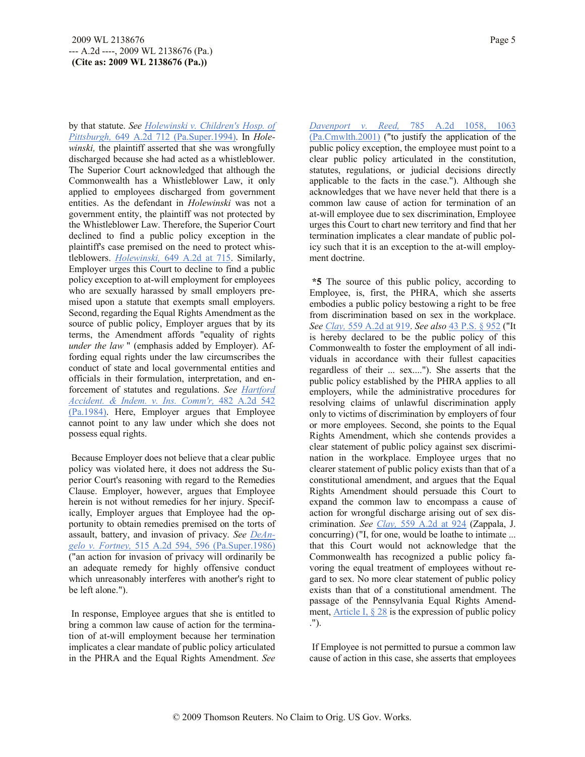by that statute. *See Holewinski v. Children's Hosp. of Pittsburgh,* 649 A.2d 712 (Pa.Super.1994). In *Holewinski,* the plaintiff asserted that she was wrongfully discharged because she had acted as a whistleblower. The Superior Court acknowledged that although the Commonwealth has a Whistleblower Law, it only applied to employees discharged from government entities. As the defendant in *Holewinski* was not a government entity, the plaintiff was not protected by the Whistleblower Law. Therefore, the Superior Court declined to find a public policy exception in the plaintiff's case premised on the need to protect whistleblowers. *Holewinski,* 649 A.2d at 715. Similarly, Employer urges this Court to decline to find a public policy exception to at-will employment for employees who are sexually harassed by small employers premised upon a statute that exempts small employers. Second, regarding the Equal Rights Amendment as the source of public policy, Employer argues that by its terms, the Amendment affords "equality of rights *under the law* " (emphasis added by Employer). Affording equal rights under the law circumscribes the conduct of state and local governmental entities and officials in their formulation, interpretation, and enforcement of statutes and regulations. *See Hartford Accident. & Indem. v. Ins. Comm'r,* 482 A.2d 542 (Pa.1984). Here, Employer argues that Employee cannot point to any law under which she does not possess equal rights.

Because Employer does not believe that a clear public policy was violated here, it does not address the Superior Court's reasoning with regard to the Remedies Clause. Employer, however, argues that Employee herein is not without remedies for her injury. Specifically, Employer argues that Employee had the opportunity to obtain remedies premised on the torts of assault, battery, and invasion of privacy. *See DeAngelo v. Fortney,* 515 A.2d 594, 596 (Pa.Super.1986) ("an action for invasion of privacy will ordinarily be an adequate remedy for highly offensive conduct which unreasonably interferes with another's right to be left alone.").

In response, Employee argues that she is entitled to bring a common law cause of action for the termination of at-will employment because her termination implicates a clear mandate of public policy articulated in the PHRA and the Equal Rights Amendment. *See Davenport v. Reed,* 785 A.2d 1058, 1063 (Pa.Cmwlth.2001) ("to justify the application of the public policy exception, the employee must point to a clear public policy articulated in the constitution, statutes, regulations, or judicial decisions directly applicable to the facts in the case."). Although she acknowledges that we have never held that there is a common law cause of action for termination of an at-will employee due to sex discrimination, Employee urges this Court to chart new territory and find that her termination implicates a clear mandate of public policy such that it is an exception to the at-will employment doctrine.

**\*5** The source of this public policy, according to Employee, is, first, the PHRA, which she asserts embodies a public policy bestowing a right to be free from discrimination based on sex in the workplace. *See Clay,* 559 A.2d at 919. *See also* 43 P.S. § 952 ("It is hereby declared to be the public policy of this Commonwealth to foster the employment of all individuals in accordance with their fullest capacities regardless of their ... sex...."). She asserts that the public policy established by the PHRA applies to all employers, while the administrative procedures for resolving claims of unlawful discrimination apply only to victims of discrimination by employers of four or more employees. Second, she points to the Equal Rights Amendment, which she contends provides a clear statement of public policy against sex discrimination in the workplace. Employee urges that no clearer statement of public policy exists than that of a constitutional amendment, and argues that the Equal Rights Amendment should persuade this Court to expand the common law to encompass a cause of action for wrongful discharge arising out of sex discrimination. *See Clay,* 559 A.2d at 924 (Zappala, J. concurring) ("I, for one, would be loathe to intimate ... that this Court would not acknowledge that the Commonwealth has recognized a public policy favoring the equal treatment of employees without regard to sex. No more clear statement of public policy exists than that of a constitutional amendment. The passage of the Pennsylvania Equal Rights Amendment, Article I, § 28 is the expression of public policy .").

If Employee is not permitted to pursue a common law cause of action in this case, she asserts that employees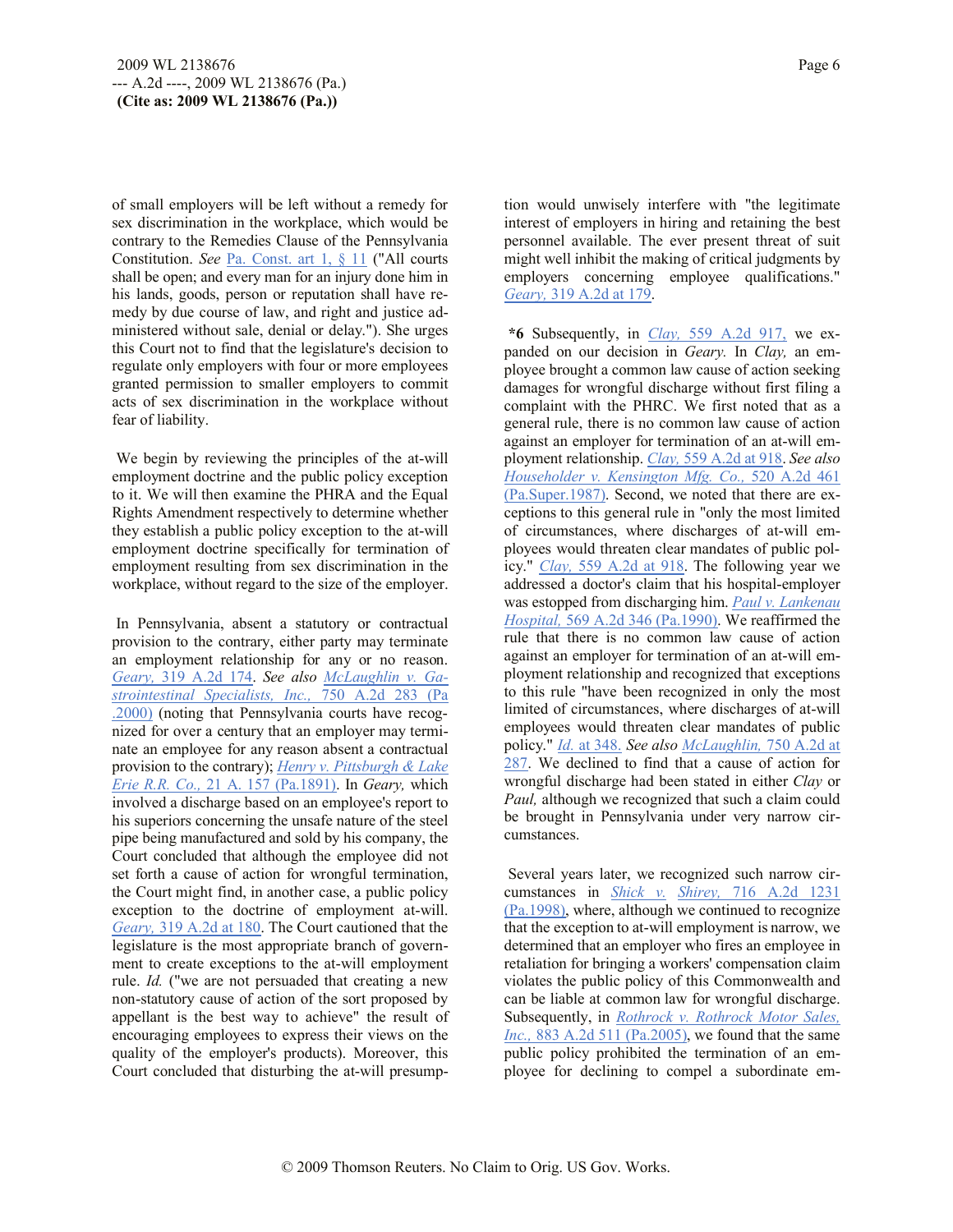of small employers will be left without a remedy for sex discrimination in the workplace, which would be contrary to the Remedies Clause of the Pennsylvania Constitution. *See* Pa. Const. art 1, § 11 ("All courts shall be open; and every man for an injury done him in his lands, goods, person or reputation shall have remedy by due course of law, and right and justice administered without sale, denial or delay."). She urges this Court not to find that the legislature's decision to regulate only employers with four or more employees granted permission to smaller employers to commit acts of sex discrimination in the workplace without fear of liability.

We begin by reviewing the principles of the at-will employment doctrine and the public policy exception to it. We will then examine the PHRA and the Equal Rights Amendment respectively to determine whether they establish a public policy exception to the at-will employment doctrine specifically for termination of employment resulting from sex discrimination in the workplace, without regard to the size of the employer.

In Pennsylvania, absent a statutory or contractual provision to the contrary, either party may terminate an employment relationship for any or no reason. *Geary,* 319 A.2d 174. *See also* McLaughlin v. Gastrointestinal Specialists, Inc., 750 A.2d 283 (Pa .2000) (noting that Pennsylvania courts have recognized for over a century that an employer may terminate an employee for any reason absent a contractual provision to the contrary); Henry v. Pittsburgh & Lake Erie R.R. Co., 21 A. 157 (Pa.1891). In *Geary,* which involved a discharge based on an employee's report to his superiors concerning the unsafe nature of the steel pipe being manufactured and sold by his company, the Court concluded that although the employee did not set forth a cause of action for wrongful termination, the Court might find, in another case, a public policy exception to the doctrine of employment at-will. *Geary,* 319 A.2d at 180. The Court cautioned that the legislature is the most appropriate branch of government to create exceptions to the at-will employment rule. *Id.* ("we are not persuaded that creating a new non-statutory cause of action of the sort proposed by appellant is the best way to achieve" the result of encouraging employees to express their views on the quality of the employer's products). Moreover, this Court concluded that disturbing the at-will presumption would unwisely interfere with "the legitimate interest of employers in hiring and retaining the best personnel available. The ever present threat of suit might well inhibit the making of critical judgments by employers concerning employee qualifications." *Geary,* 319 A.2d at 179.

**\*6** Subsequently, in *Clay,* 559 A.2d 917, we expanded on our decision in *Geary.* In *Clay,* an employee brought a common law cause of action seeking damages for wrongful discharge without first filing a complaint with the PHRC. We first noted that as a general rule, there is no common law cause of action against an employer for termination of an at-will employment relationship. *Clay,* 559 A.2d at 918. *See also* Householder v. Kensington Mfg. Co., 520 A.2d 461 (Pa.Super.1987). Second, we noted that there are exceptions to this general rule in "only the most limited of circumstances, where discharges of at-will employees would threaten clear mandates of public policy." *Clay,* 559 A.2d at 918. The following year we addressed a doctor's claim that his hospital-employer was estopped from discharging him. *Paul v. Lankenau Hospital,* 569 A.2d 346 (Pa.1990). We reaffirmed the rule that there is no common law cause of action against an employer for termination of an at-will employment relationship and recognized that exceptions to this rule "have been recognized in only the most limited of circumstances, where discharges of at-will employees would threaten clear mandates of public policy." *Id.* at 348. *See also McLaughlin,* 750 A.2d at 287. We declined to find that a cause of action for wrongful discharge had been stated in either *Clay* or *Paul,* although we recognized that such a claim could be brought in Pennsylvania under very narrow circumstances.

Several years later, we recognized such narrow circumstances in *Shick v. Shirey,* 716 A.2d 1231 (Pa.1998), where, although we continued to recognize that the exception to at-will employment is narrow, we determined that an employer who fires an employee in retaliation for bringing a workers' compensation claim violates the public policy of this Commonwealth and can be liable at common law for wrongful discharge. Subsequently, in *Rothrock v. Rothrock Motor Sales, Inc.,* 883 A.2d 511 (Pa.2005), we found that the same public policy prohibited the termination of an employee for declining to compel a subordinate em-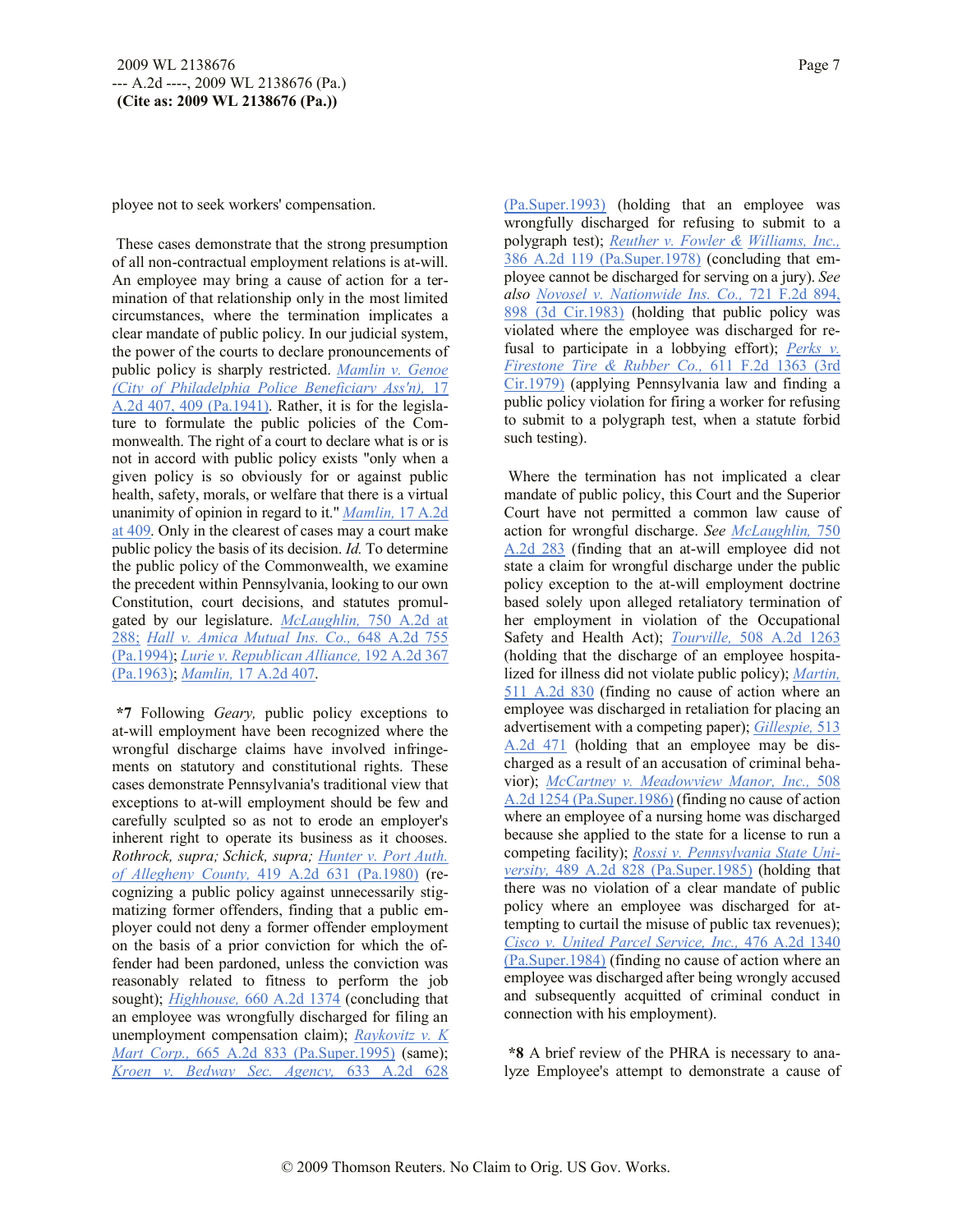ployee not to seek workers' compensation.

These cases demonstrate that the strong presumption of all non-contractual employment relations is at-will. An employee may bring a cause of action for a termination of that relationship only in the most limited circumstances, where the termination implicates a clear mandate of public policy. In our judicial system, the power of the courts to declare pronouncements of public policy is sharply restricted. Mamlin v. Genoe (City of Philadelphia Police Beneficiary Ass'n), 17 A.2d 407, 409 (Pa.1941). Rather, it is for the legislature to formulate the public policies of the Commonwealth. The right of a court to declare what is or is not in accord with public policy exists "only when a given policy is so obviously for or against public health, safety, morals, or welfare that there is a virtual unanimity of opinion in regard to it." Mamlin, 17 A.2d at 409. Only in the clearest of cases may a court make public policy the basis of its decision. *Id.* To determine the public policy of the Commonwealth, we examine the precedent within Pennsylvania, looking to our own Constitution, court decisions, and statutes promulgated by our legislature. McLaughlin, 750 A.2d at 288; Hall v. Amica Mutual Ins. Co., 648 A.2d 755 (Pa.1994); Lurie v. Republican Alliance, 192 A.2d 367 (Pa.1963); Mamlin, 17 A.2d 407.

**\*7** Following *Geary,* public policy exceptions to at-will employment have been recognized where the wrongful discharge claims have involved infringements on statutory and constitutional rights. These cases demonstrate Pennsylvania's traditional view that exceptions to at-will employment should be few and carefully sculpted so as not to erode an employer's inherent right to operate its business as it chooses. *Rothrock, supra; Schick, supra;* *Hunter v. Port Auth. of Allegheny County,* 419 A.2d 631 (Pa.1980) (recognizing a public policy against unnecessarily stigmatizing former offenders, finding that a public employer could not deny a former offender employment on the basis of a prior conviction for which the offender had been pardoned, unless the conviction was reasonably related to fitness to perform the job sought); *Highhouse,* 660 A.2d 1374 (concluding that an employee was wrongfully discharged for filing an unemployment compensation claim); *Raykovitz v. K Mart Corp.,* 665 A.2d 833 (Pa.Super.1995) (same); *Kroen v. Bedway Sec. Agency,* 633 A.2d 628 (Pa.Super.1993) (holding that an employee was wrongfully discharged for refusing to submit to a polygraph test); *Reuther v. Fowler & Williams, Inc.,* 386 A.2d 119 (Pa.Super.1978) (concluding that employee cannot be discharged for serving on a jury). *See also* *Novosel v. Nationwide Ins. Co.,* 721 F.2d 894, 898 (3d Cir.1983) (holding that public policy was violated where the employee was discharged for refusal to participate in a lobbying effort); *Perks v. Firestone Tire & Rubber Co.,* 611 F.2d 1363 (3rd Cir.1979) (applying Pennsylvania law and finding a public policy violation for firing a worker for refusing to submit to a polygraph test, when a statute forbid such testing).

Where the termination has not implicated a clear mandate of public policy, this Court and the Superior Court have not permitted a common law cause of action for wrongful discharge. *See* McLaughlin, 750 A.2d 283 (finding that an at-will employee did not state a claim for wrongful discharge under the public policy exception to the at-will employment doctrine based solely upon alleged retaliatory termination of her employment in violation of the Occupational Safety and Health Act); *Tourville,* 508 A.2d 1263 (holding that the discharge of an employee hospitalized for illness did not violate public policy); *Martin,* 511 A.2d 830 (finding no cause of action where an employee was discharged in retaliation for placing an advertisement with a competing paper); *Gillespie,* 513 A.2d 471 (holding that an employee may be discharged as a result of an accusation of criminal behavior); *McCartney v. Meadowview Manor, Inc.,* 508 A.2d 1254 (Pa.Super.1986) (finding no cause of action where an employee of a nursing home was discharged because she applied to the state for a license to run a competing facility); *Rossi v. Pennsylvania State University,* 489 A.2d 828 (Pa.Super.1985) (holding that there was no violation of a clear mandate of public policy where an employee was discharged for attempting to curtail the misuse of public tax revenues); *Cisco v. United Parcel Service, Inc.,* 476 A.2d 1340 (Pa.Super.1984) (finding no cause of action where an employee was discharged after being wrongly accused and subsequently acquitted of criminal conduct in connection with his employment).

**\*8** A brief review of the PHRA is necessary to analyze Employee's attempt to demonstrate a cause of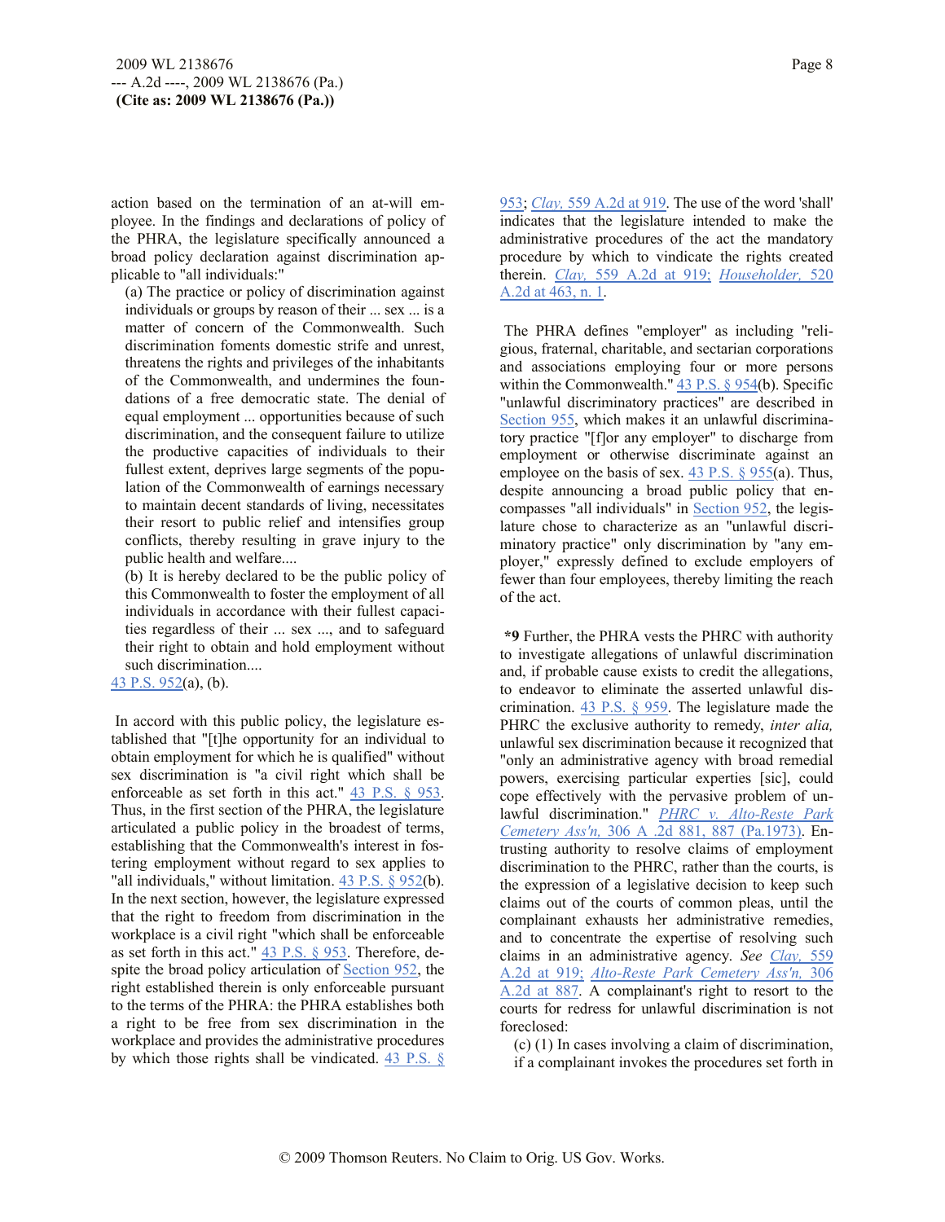action based on the termination of an at-will employee. In the findings and declarations of policy of the PHRA, the legislature specifically announced a broad policy declaration against discrimination applicable to "all individuals:"

> (a) The practice or policy of discrimination against individuals or groups by reason of their ... sex ... is a matter of concern of the Commonwealth. Such discrimination foments domestic strife and unrest, threatens the rights and privileges of the inhabitants of the Commonwealth, and undermines the foundations of a free democratic state. The denial of equal employment ... opportunities because of such discrimination, and the consequent failure to utilize the productive capacities of individuals to their fullest extent, deprives large segments of the population of the Commonwealth of earnings necessary to maintain decent standards of living, necessitates their resort to public relief and intensifies group conflicts, thereby resulting in grave injury to the public health and welfare....
>
> (b) It is hereby declared to be the public policy of this Commonwealth to foster the employment of all individuals in accordance with their fullest capacities regardless of their ... sex ..., and to safeguard their right to obtain and hold employment without such discrimination....

43 P.S. 952(a), (b).

In accord with this public policy, the legislature established that "[t]he opportunity for an individual to obtain employment for which he is qualified" without sex discrimination is "a civil right which shall be enforceable as set forth in this act." 43 P.S. § 953. Thus, in the first section of the PHRA, the legislature articulated a public policy in the broadest of terms, establishing that the Commonwealth's interest in fostering employment without regard to sex applies to "all individuals," without limitation. 43 P.S. § 952(b). In the next section, however, the legislature expressed that the right to freedom from discrimination in the workplace is a civil right "which shall be enforceable as set forth in this act." 43 P.S. § 953. Therefore, despite the broad policy articulation of Section 952, the right established therein is only enforceable pursuant to the terms of the PHRA: the PHRA establishes both a right to be free from sex discrimination in the workplace and provides the administrative procedures by which those rights shall be vindicated. 43 P.S. § 953; *Clay,* 559 A.2d at 919. The use of the word 'shall' indicates that the legislature intended to make the administrative procedures of the act the mandatory procedure by which to vindicate the rights created therein. *Clay,* 559 A.2d at 919; *Householder,* 520 A.2d at 463, n. 1.

The PHRA defines "employer" as including "religious, fraternal, charitable, and sectarian corporations and associations employing four or more persons within the Commonwealth." 43 P.S. § 954(b). Specific "unlawful discriminatory practices" are described in Section 955, which makes it an unlawful discriminatory practice "[f]or any employer" to discharge from employment or otherwise discriminate against an employee on the basis of sex. 43 P.S. § 955(a). Thus, despite announcing a broad public policy that encompasses "all individuals" in Section 952, the legislature chose to characterize as an "unlawful discriminatory practice" only discrimination by "any employer," expressly defined to exclude employers of fewer than four employees, thereby limiting the reach of the act.

**\*9** Further, the PHRA vests the PHRC with authority to investigate allegations of unlawful discrimination and, if probable cause exists to credit the allegations, to endeavor to eliminate the asserted unlawful discrimination. 43 P.S. § 959. The legislature made the PHRC the exclusive authority to remedy, *inter alia,* unlawful sex discrimination because it recognized that "only an administrative agency with broad remedial powers, exercising particular expertise [sic], could cope effectively with the pervasive problem of unlawful discrimination." *PHRC v. Alto-Reste Park Cemetery Ass'n,* 306 A .2d 881, 887 (Pa.1973). Entrusting authority to resolve claims of employment discrimination to the PHRC, rather than the courts, is the expression of a legislative decision to keep such claims out of the courts of common pleas, until the complainant exhausts her administrative remedies, and to concentrate the expertise of resolving such claims in an administrative agency. *See Clay,* 559 A.2d at 919; *Alto-Reste Park Cemetery Ass'n,* 306 A.2d at 887. A complainant's right to resort to the courts for redress for unlawful discrimination is not foreclosed:

> (c) (1) In cases involving a claim of discrimination, if a complainant invokes the procedures set forth in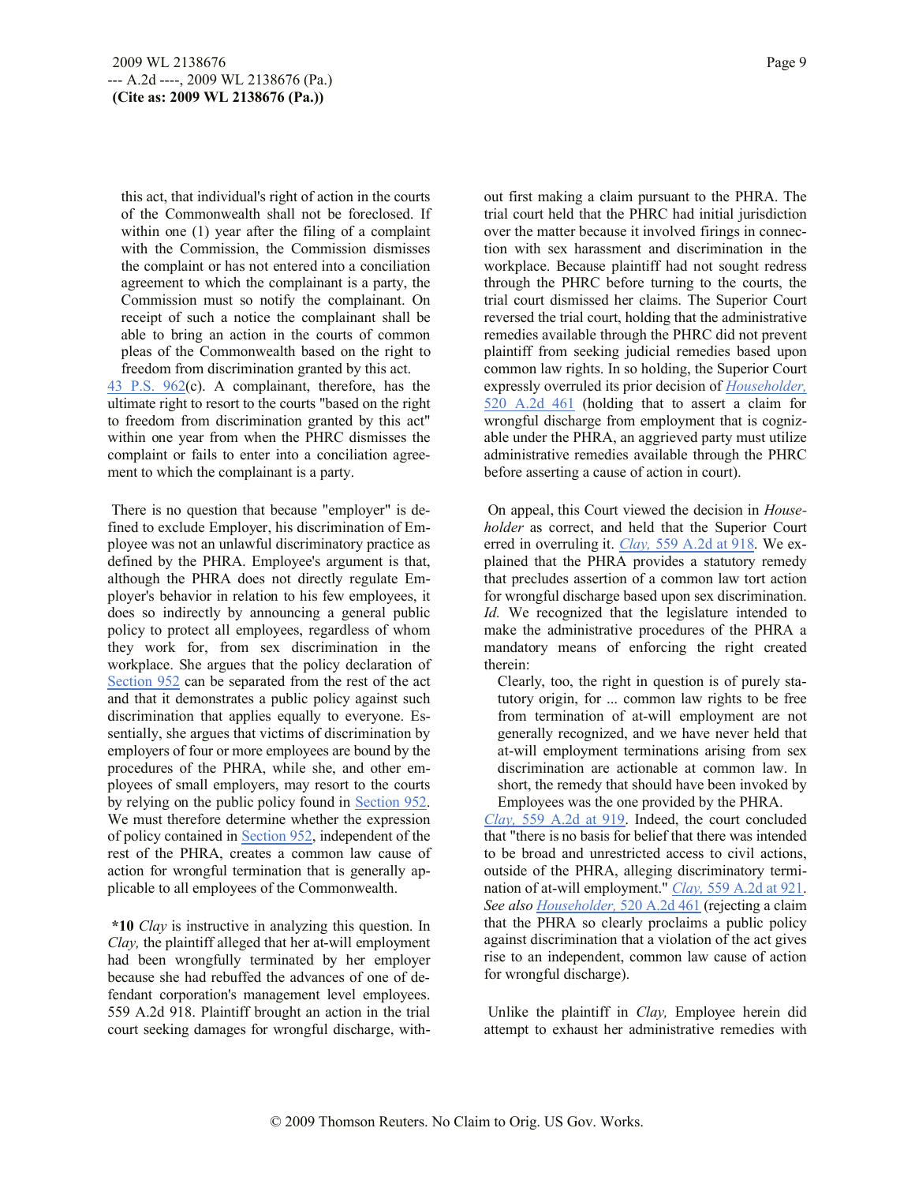> this act, that individual's right of action in the courts of the Commonwealth shall not be foreclosed. If within one (1) year after the filing of a complaint with the Commission, the Commission dismisses the complaint or has not entered into a conciliation agreement to which the complainant is a party, the Commission must so notify the complainant. On receipt of such a notice the complainant shall be able to bring an action in the courts of common pleas of the Commonwealth based on the right to freedom from discrimination granted by this act.

43 P.S. 962(c). A complainant, therefore, has the ultimate right to resort to the courts "based on the right to freedom from discrimination granted by this act" within one year from when the PHRC dismisses the complaint or fails to enter into a conciliation agreement to which the complainant is a party.

There is no question that because "employer" is defined to exclude Employer, his discrimination of Employee was not an unlawful discriminatory practice as defined by the PHRA. Employee's argument is that, although the PHRA does not directly regulate Employer's behavior in relation to his few employees, it does so indirectly by announcing a general public policy to protect all employees, regardless of whom they work for, from sex discrimination in the workplace. She argues that the policy declaration of Section 952 can be separated from the rest of the act and that it demonstrates a public policy against such discrimination that applies equally to everyone. Essentially, she argues that victims of discrimination by employers of four or more employees are bound by the procedures of the PHRA, while she, and other employees of small employers, may resort to the courts by relying on the public policy found in Section 952. We must therefore determine whether the expression of policy contained in Section 952, independent of the rest of the PHRA, creates a common law cause of action for wrongful termination that is generally applicable to all employees of the Commonwealth.

**\*10** *Clay* is instructive in analyzing this question. In *Clay,* the plaintiff alleged that her at-will employment had been wrongfully terminated by her employer because she had rebuffed the advances of one of defendant corporation's management level employees. 559 A.2d 918. Plaintiff brought an action in the trial court seeking damages for wrongful discharge, without first making a claim pursuant to the PHRA. The trial court held that the PHRC had initial jurisdiction over the matter because it involved firings in connection with sex harassment and discrimination in the workplace. Because plaintiff had not sought redress through the PHRC before turning to the courts, the trial court dismissed her claims. The Superior Court reversed the trial court, holding that the administrative remedies available through the PHRC did not prevent plaintiff from seeking judicial remedies based upon common law rights. In so holding, the Superior Court expressly overruled its prior decision of *Householder,* 520 A.2d 461 (holding that to assert a claim for wrongful discharge from employment that is cognizable under the PHRA, an aggrieved party must utilize administrative remedies available through the PHRC before asserting a cause of action in court).

On appeal, this Court viewed the decision in *Householder* as correct, and held that the Superior Court erred in overruling it. *Clay,* 559 A.2d at 918. We explained that the PHRA provides a statutory remedy that precludes assertion of a common law tort action for wrongful discharge based upon sex discrimination. *Id.* We recognized that the legislature intended to make the administrative procedures of the PHRA a mandatory means of enforcing the right created therein:

> Clearly, too, the right in question is of purely statutory origin, for ... common law rights to be free from termination of at-will employment are not generally recognized, and we have never held that at-will employment terminations arising from sex discrimination are actionable at common law. In short, the remedy that should have been invoked by Employees was the one provided by the PHRA.

*Clay,* 559 A.2d at 919. Indeed, the court concluded that "there is no basis for belief that there was intended to be broad and unrestricted access to civil actions, outside of the PHRA, alleging discriminatory termination of at-will employment." *Clay,* 559 A.2d at 921. *See also Householder,* 520 A.2d 461 (rejecting a claim that the PHRA so clearly proclaims a public policy against discrimination that a violation of the act gives rise to an independent, common law cause of action for wrongful discharge).

Unlike the plaintiff in *Clay,* Employee herein did attempt to exhaust her administrative remedies with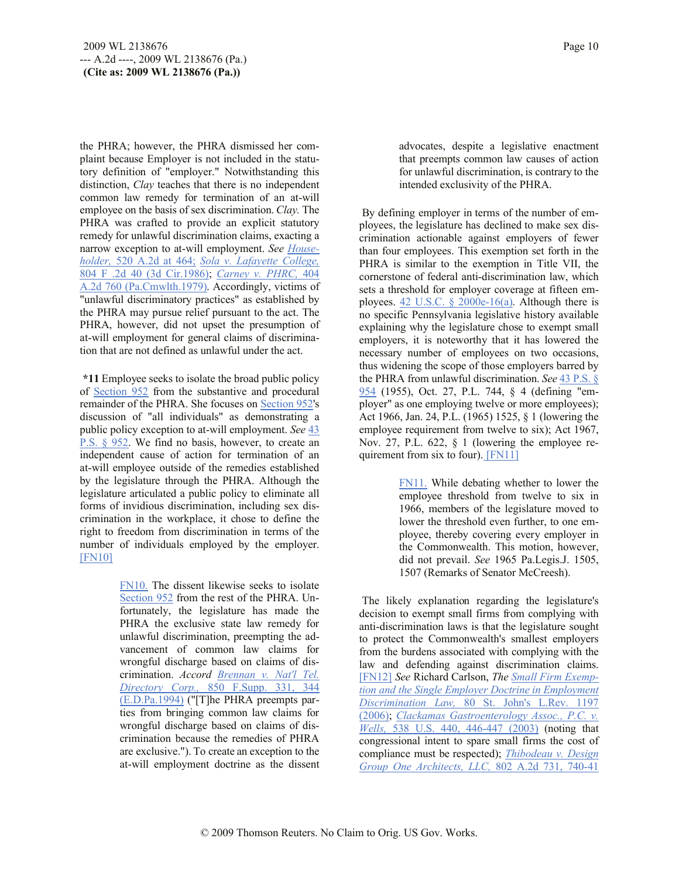the PHRA; however, the PHRA dismissed her complaint because Employer is not included in the statutory definition of "employer." Notwithstanding this distinction, *Clay* teaches that there is no independent common law remedy for termination of an at-will employee on the basis of sex discrimination. *Clay.* The PHRA was crafted to provide an explicit statutory remedy for unlawful discrimination claims, exacting a narrow exception to at-will employment. *See Householder,* 520 A.2d at 464; *Sola v. Lafayette College,* 804 F .2d 40 (3d Cir.1986); *Carney v. PHRC,* 404 A.2d 760 (Pa.Cmwlth.1979). Accordingly, victims of "unlawful discriminatory practices" as established by the PHRA may pursue relief pursuant to the act. The PHRA, however, did not upset the presumption of at-will employment for general claims of discrimination that are not defined as unlawful under the act.

**\*11** Employee seeks to isolate the broad public policy of Section 952 from the substantive and procedural remainder of the PHRA. She focuses on Section 952's discussion of "all individuals" as demonstrating a public policy exception to at-will employment. *See* 43 P.S. § 952. We find no basis, however, to create an independent cause of action for termination of an at-will employee outside of the remedies established by the legislature through the PHRA. Although the legislature articulated a public policy to eliminate all forms of invidious discrimination, including sex discrimination in the workplace, it chose to define the right to freedom from discrimination in terms of the number of individuals employed by the employer. [FN10]

> FN10. The dissent likewise seeks to isolate Section 952 from the rest of the PHRA. Unfortunately, the legislature has made the PHRA the exclusive state law remedy for unlawful discrimination, preempting the advancement of common law claims for wrongful discharge based on claims of discrimination. *Accord Brennan v. Nat'l Tel. Directory Corp.,* 850 F.Supp. 331, 344 (E.D.Pa.1994) ("[T]he PHRA preempts parties from bringing common law claims for wrongful discharge based on claims of discrimination because the remedies of PHRA are exclusive."). To create an exception to the at-will employment doctrine as the dissent advocates, despite a legislative enactment that preempts common law causes of action for unlawful discrimination, is contrary to the intended exclusivity of the PHRA.

By defining employer in terms of the number of employees, the legislature has declined to make sex discrimination actionable against employers of fewer than four employees. This exemption set forth in the PHRA is similar to the exemption in Title VII, the cornerstone of federal anti-discrimination law, which sets a threshold for employer coverage at fifteen employees. 42 U.S.C. § 2000e-16(a). Although there is no specific Pennsylvania legislative history available explaining why the legislature chose to exempt small employers, it is noteworthy that it has lowered the necessary number of employees on two occasions, thus widening the scope of those employers barred by the PHRA from unlawful discrimination. *See* 43 P.S. § 954 (1955), Oct. 27, P.L. 744, § 4 (defining "employer" as one employing twelve or more employees); Act 1966, Jan. 24, P.L. (1965) 1525, § 1 (lowering the employee requirement from twelve to six); Act 1967, Nov. 27, P.L. 622, § 1 (lowering the employee requirement from six to four). [FN11]

> FN11. While debating whether to lower the employee threshold from twelve to six in 1966, members of the legislature moved to lower the threshold even further, to one employee, thereby covering every employer in the Commonwealth. This motion, however, did not prevail. *See* 1965 Pa.Legis.J. 1505, 1507 (Remarks of Senator McCreesh).

The likely explanation regarding the legislature's decision to exempt small firms from complying with anti-discrimination laws is that the legislature sought to protect the Commonwealth's smallest employers from the burdens associated with complying with the law and defending against discrimination claims. [FN12] *See* Richard Carlson, *The Small Firm Exemption and the Single Employer Doctrine in Employment Discrimination Law,* 80 St. John's L.Rev. 1197 (2006); *Clackamas Gastroenterology Assoc., P.C. v. Wells,* 538 U.S. 440, 446-447 (2003) (noting that congressional intent to spare small firms the cost of compliance must be respected); *Thibodeau v. Design Group One Architects, LLC,* 802 A.2d 731, 740-41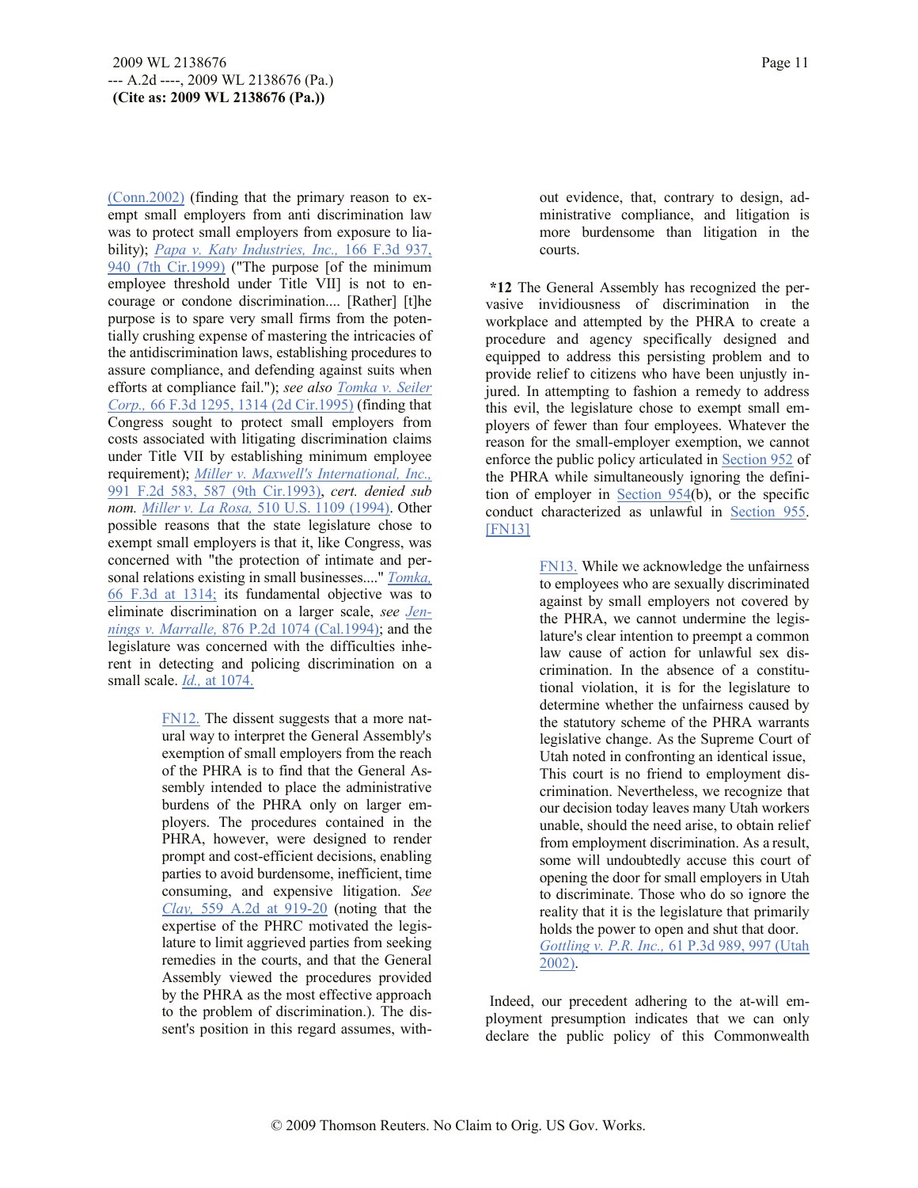(Conn.2002) (finding that the primary reason to exempt small employers from anti discrimination law was to protect small employers from exposure to liability); *Papa v. Katy Industries, Inc.,* 166 F.3d 937, 940 (7th Cir.1999) ("The purpose [of the minimum employee threshold under Title VII] is not to encourage or condone discrimination.... [Rather] [t]he purpose is to spare very small firms from the potentially crushing expense of mastering the intricacies of the antidiscrimination laws, establishing procedures to assure compliance, and defending against suits when efforts at compliance fail."); *see also* *Tomka v. Seiler Corp.,* 66 F.3d 1295, 1314 (2d Cir.1995) (finding that Congress sought to protect small employers from costs associated with litigating discrimination claims under Title VII by establishing minimum employee requirement); *Miller v. Maxwell's International, Inc.,* 991 F.2d 583, 587 (9th Cir.1993), *cert. denied sub nom.* *Miller v. La Rosa,* 510 U.S. 1109 (1994). Other possible reasons that the state legislature chose to exempt small employers is that it, like Congress, was concerned with "the protection of intimate and personal relations existing in small businesses...." *Tomka,* 66 F.3d at 1314; its fundamental objective was to eliminate discrimination on a larger scale, *see* *Jennings v. Marralle,* 876 P.2d 1074 (Cal.1994); and the legislature was concerned with the difficulties inherent in detecting and policing discrimination on a small scale. *Id.,* at 1074.

> FN12. The dissent suggests that a more natural way to interpret the General Assembly's exemption of small employers from the reach of the PHRA is to find that the General Assembly intended to place the administrative burdens of the PHRA only on larger employers. The procedures contained in the PHRA, however, were designed to render prompt and cost-efficient decisions, enabling parties to avoid burdensome, inefficient, time consuming, and expensive litigation. *See* *Clay,* 559 A.2d at 919-20 (noting that the expertise of the PHRC motivated the legislature to limit aggrieved parties from seeking remedies in the courts, and that the General Assembly viewed the procedures provided by the PHRA as the most effective approach to the problem of discrimination.). The dissent's position in this regard assumes, without evidence, that, contrary to design, administrative compliance, and litigation is more burdensome than litigation in the courts.

**\*12** The General Assembly has recognized the pervasive invidiousness of discrimination in the workplace and attempted by the PHRA to create a procedure and agency specifically designed and equipped to address this persisting problem and to provide relief to citizens who have been unjustly injured. In attempting to fashion a remedy to address this evil, the legislature chose to exempt small employers of fewer than four employees. Whatever the reason for the small-employer exemption, we cannot enforce the public policy articulated in Section 952 of the PHRA while simultaneously ignoring the definition of employer in Section 954(b), or the specific conduct characterized as unlawful in Section 955. [FN13]

> FN13. While we acknowledge the unfairness to employees who are sexually discriminated against by small employers not covered by the PHRA, we cannot undermine the legislature's clear intention to preempt a common law cause of action for unlawful sex discrimination. In the absence of a constitutional violation, it is for the legislature to determine whether the unfairness caused by the statutory scheme of the PHRA warrants legislative change. As the Supreme Court of Utah noted in confronting an identical issue, This court is no friend to employment discrimination. Nevertheless, we recognize that our decision today leaves many Utah workers unable, should the need arise, to obtain relief from employment discrimination. As a result, some will undoubtedly accuse this court of opening the door for small employers in Utah to discriminate. Those who do so ignore the reality that it is the legislature that primarily holds the power to open and shut that door. *Gottling v. P.R. Inc.,* 61 P.3d 989, 997 (Utah 2002).

Indeed, our precedent adhering to the at-will employment presumption indicates that we can only declare the public policy of this Commonwealth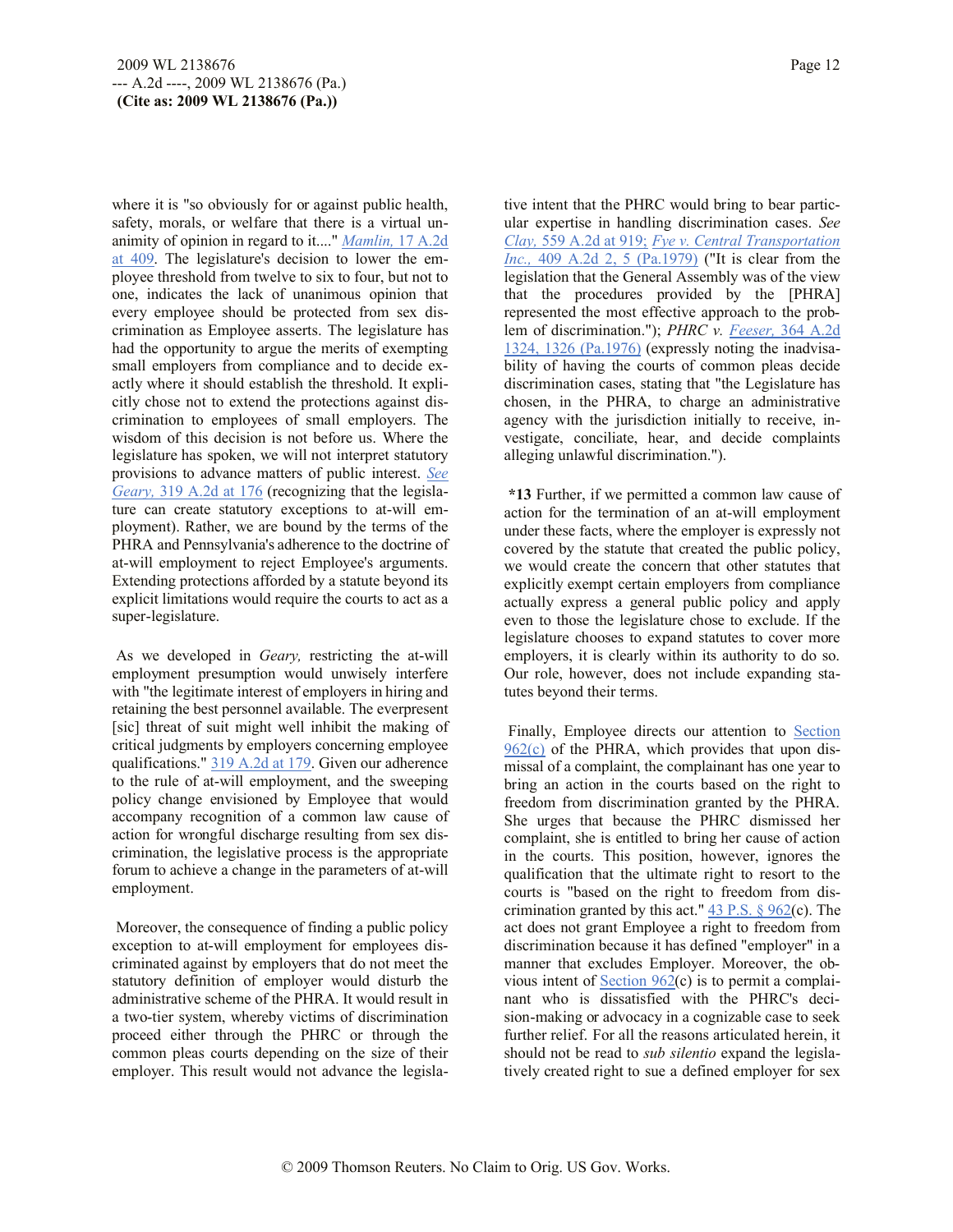where it is "so obviously for or against public health, safety, morals, or welfare that there is a virtual unanimity of opinion in regard to it...." *Mamlin,* 17 A.2d at 409. The legislature's decision to lower the employee threshold from twelve to six to four, but not to one, indicates the lack of unanimous opinion that every employee should be protected from sex discrimination as Employee asserts. The legislature has had the opportunity to argue the merits of exempting small employers from compliance and to decide exactly where it should establish the threshold. It explicitly chose not to extend the protections against discrimination to employees of small employers. The wisdom of this decision is not before us. Where the legislature has spoken, we will not interpret statutory provisions to advance matters of public interest. *See Geary,* 319 A.2d at 176 (recognizing that the legislature can create statutory exceptions to at-will employment). Rather, we are bound by the terms of the PHRA and Pennsylvania's adherence to the doctrine of at-will employment to reject Employee's arguments. Extending protections afforded by a statute beyond its explicit limitations would require the courts to act as a super-legislature.

As we developed in *Geary,* restricting the at-will employment presumption would unwisely interfere with "the legitimate interest of employers in hiring and retaining the best personnel available. The everpresent [sic] threat of suit might well inhibit the making of critical judgments by employers concerning employee qualifications." 319 A.2d at 179. Given our adherence to the rule of at-will employment, and the sweeping policy change envisioned by Employee that would accompany recognition of a common law cause of action for wrongful discharge resulting from sex discrimination, the legislative process is the appropriate forum to achieve a change in the parameters of at-will employment.

Moreover, the consequence of finding a public policy exception to at-will employment for employees discriminated against by employers that do not meet the statutory definition of employer would disturb the administrative scheme of the PHRA. It would result in a two-tier system, whereby victims of discrimination proceed either through the PHRC or through the common pleas courts depending on the size of their employer. This result would not advance the legislative intent that the PHRC would bring to bear particular expertise in handling discrimination cases. *See Clay,* 559 A.2d at 919; *Fye v. Central Transportation Inc.,* 409 A.2d 2, 5 (Pa.1979) ("It is clear from the legislation that the General Assembly was of the view that the procedures provided by the [PHRA] represented the most effective approach to the problem of discrimination."); *PHRC v. Feeser,* 364 A.2d 1324, 1326 (Pa.1976) (expressly noting the inadvisability of having the courts of common pleas decide discrimination cases, stating that "the Legislature has chosen, in the PHRA, to charge an administrative agency with the jurisdiction initially to receive, investigate, conciliate, hear, and decide complaints alleging unlawful discrimination.").

**\*13** Further, if we permitted a common law cause of action for the termination of an at-will employment under these facts, where the employer is expressly not covered by the statute that created the public policy, we would create the concern that other statutes that explicitly exempt certain employers from compliance actually express a general public policy and apply even to those the legislature chose to exclude. If the legislature chooses to expand statutes to cover more employers, it is clearly within its authority to do so. Our role, however, does not include expanding statutes beyond their terms.

Finally, Employee directs our attention to Section 962(c) of the PHRA, which provides that upon dismissal of a complaint, the complainant has one year to bring an action in the courts based on the right to freedom from discrimination granted by the PHRA. She urges that because the PHRC dismissed her complaint, she is entitled to bring her cause of action in the courts. This position, however, ignores the qualification that the ultimate right to resort to the courts is "based on the right to freedom from discrimination granted by this act." 43 P.S. § 962(c). The act does not grant Employee a right to freedom from discrimination because it has defined "employer" in a manner that excludes Employer. Moreover, the obvious intent of Section 962(c) is to permit a complainant who is dissatisfied with the PHRC's decision-making or advocacy in a cognizable case to seek further relief. For all the reasons articulated herein, it should not be read to *sub silentio* expand the legislatively created right to sue a defined employer for sex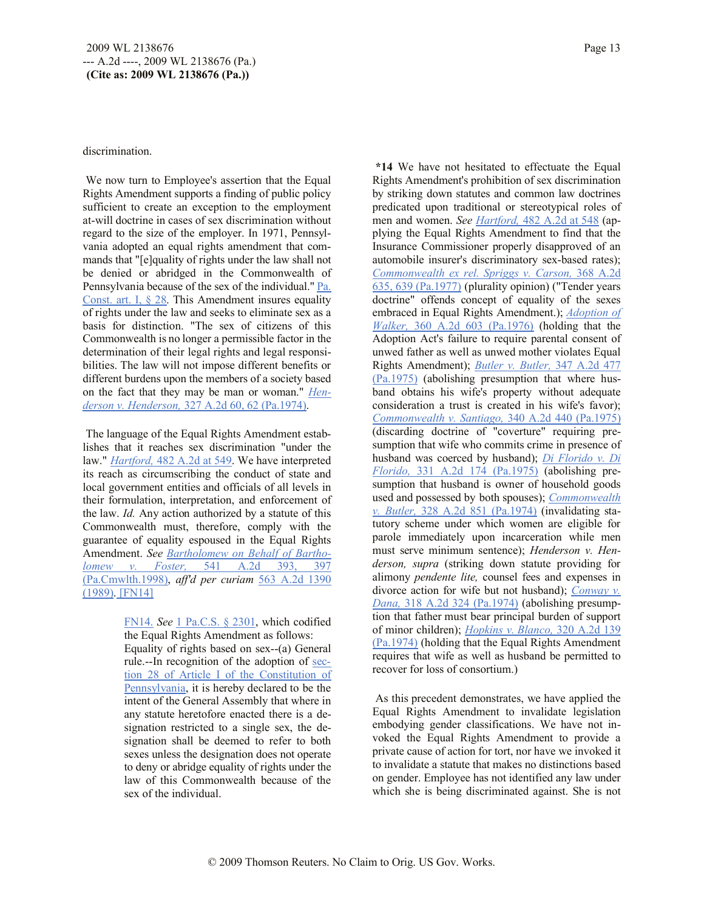discrimination.

We now turn to Employee's assertion that the Equal Rights Amendment supports a finding of public policy sufficient to create an exception to the employment at-will doctrine in cases of sex discrimination without regard to the size of the employer. In 1971, Pennsylvania adopted an equal rights amendment that commands that "[e]quality of rights under the law shall not be denied or abridged in the Commonwealth of Pennsylvania because of the sex of the individual." Pa. Const. art. I, § 28. This Amendment insures equality of rights under the law and seeks to eliminate sex as a basis for distinction. "The sex of citizens of this Commonwealth is no longer a permissible factor in the determination of their legal rights and legal responsibilities. The law will not impose different benefits or different burdens upon the members of a society based on the fact that they may be man or woman." *Henderson v. Henderson,* 327 A.2d 60, 62 (Pa.1974).

The language of the Equal Rights Amendment establishes that it reaches sex discrimination "under the law." *Hartford,* 482 A.2d at 549. We have interpreted its reach as circumscribing the conduct of state and local government entities and officials of all levels in their formulation, interpretation, and enforcement of the law. *Id.* Any action authorized by a statute of this Commonwealth must, therefore, comply with the guarantee of equality espoused in the Equal Rights Amendment. *See Bartholomew on Behalf of Bartholomew v. Foster,* 541 A.2d 393, 397 (Pa.Cmwlth.1998), *aff'd per curiam* 563 A.2d 1390 (1989). [FN14]

> FN14. *See* 1 Pa.C.S. § 2301, which codified the Equal Rights Amendment as follows:
> Equality of rights based on sex--(a) General rule.--In recognition of the adoption of section 28 of Article I of the Constitution of Pennsylvania, it is hereby declared to be the intent of the General Assembly that where in any statute heretofore enacted there is a designation restricted to a single sex, the designation shall be deemed to refer to both sexes unless the designation does not operate to deny or abridge equality of rights under the law of this Commonwealth because of the sex of the individual.

**\*14** We have not hesitated to effectuate the Equal Rights Amendment's prohibition of sex discrimination by striking down statutes and common law doctrines predicated upon traditional or stereotypical roles of men and women. *See Hartford,* 482 A.2d at 548 (applying the Equal Rights Amendment to find that the Insurance Commissioner properly disapproved of an automobile insurer's discriminatory sex-based rates); *Commonwealth ex rel. Spriggs v. Carson,* 368 A.2d 635, 639 (Pa.1977) (plurality opinion) ("Tender years doctrine" offends concept of equality of the sexes embraced in Equal Rights Amendment.); *Adoption of Walker,* 360 A.2d 603 (Pa.1976) (holding that the Adoption Act's failure to require parental consent of unwed father as well as unwed mother violates Equal Rights Amendment); *Butler v. Butler,* 347 A.2d 477 (Pa.1975) (abolishing presumption that where husband obtains his wife's property without adequate consideration a trust is created in his wife's favor); *Commonwealth v. Santiago,* 340 A.2d 440 (Pa.1975) (discarding doctrine of "coverture" requiring presumption that wife who commits crime in presence of husband was coerced by husband); *Di Florido v. Di Florido,* 331 A.2d 174 (Pa.1975) (abolishing presumption that husband is owner of household goods used and possessed by both spouses); *Commonwealth v. Butler,* 328 A.2d 851 (Pa.1974) (invalidating statutory scheme under which women are eligible for parole immediately upon incarceration while men must serve minimum sentence); *Henderson v. Henderson, supra* (striking down statute providing for alimony *pendente lite,* counsel fees and expenses in divorce action for wife but not husband); *Conway v. Dana,* 318 A.2d 324 (Pa.1974) (abolishing presumption that father must bear principal burden of support of minor children); *Hopkins v. Blanco,* 320 A.2d 139 (Pa.1974) (holding that the Equal Rights Amendment requires that wife as well as husband be permitted to recover for loss of consortium.)

As this precedent demonstrates, we have applied the Equal Rights Amendment to invalidate legislation embodying gender classifications. We have not invoked the Equal Rights Amendment to provide a private cause of action for tort, nor have we invoked it to invalidate a statute that makes no distinctions based on gender. Employee has not identified any law under which she is being discriminated against. She is not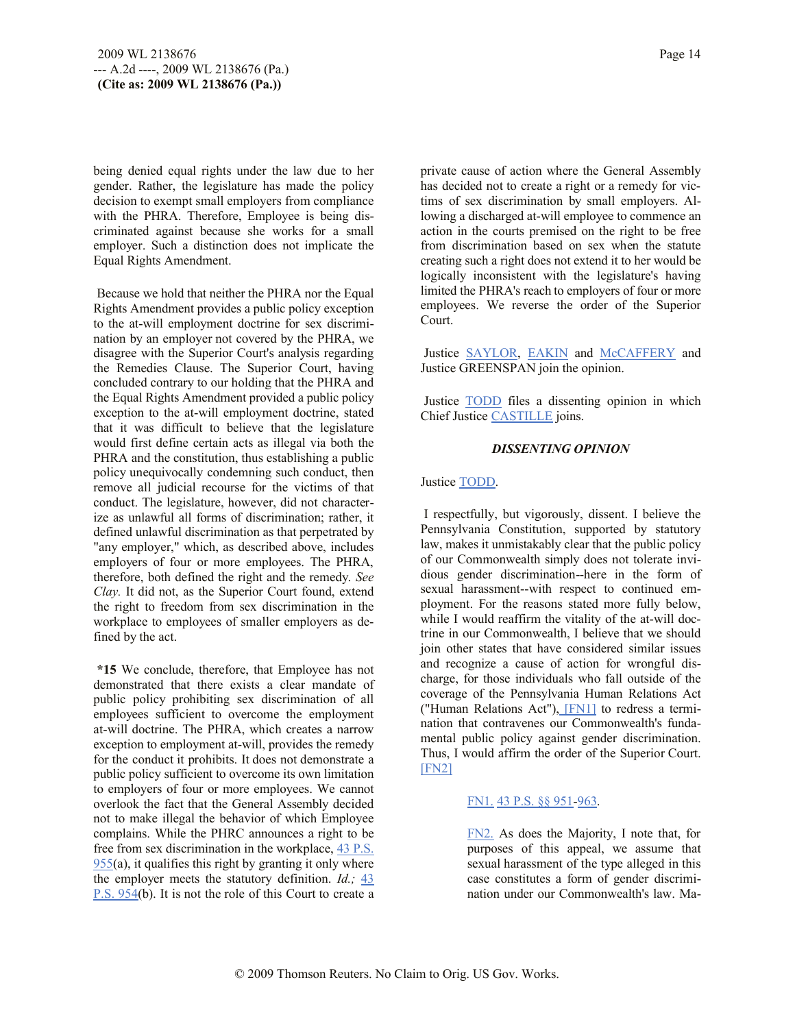being denied equal rights under the law due to her gender. Rather, the legislature has made the policy decision to exempt small employers from compliance with the PHRA. Therefore, Employee is being discriminated against because she works for a small employer. Such a distinction does not implicate the Equal Rights Amendment.

Because we hold that neither the PHRA nor the Equal Rights Amendment provides a public policy exception to the at-will employment doctrine for sex discrimination by an employer not covered by the PHRA, we disagree with the Superior Court's analysis regarding the Remedies Clause. The Superior Court, having concluded contrary to our holding that the PHRA and the Equal Rights Amendment provided a public policy exception to the at-will employment doctrine, stated that it was difficult to believe that the legislature would first define certain acts as illegal via both the PHRA and the constitution, thus establishing a public policy unequivocally condemning such conduct, then remove all judicial recourse for the victims of that conduct. The legislature, however, did not characterize as unlawful all forms of discrimination; rather, it defined unlawful discrimination as that perpetrated by "any employer," which, as described above, includes employers of four or more employees. The PHRA, therefore, both defined the right and the remedy. *See Clay.* It did not, as the Superior Court found, extend the right to freedom from sex discrimination in the workplace to employees of smaller employers as defined by the act.

**\*15** We conclude, therefore, that Employee has not demonstrated that there exists a clear mandate of public policy prohibiting sex discrimination of all employees sufficient to overcome the employment at-will doctrine. The PHRA, which creates a narrow exception to employment at-will, provides the remedy for the conduct it prohibits. It does not demonstrate a public policy sufficient to overcome its own limitation to employers of four or more employees. We cannot overlook the fact that the General Assembly decided not to make illegal the behavior of which Employee complains. While the PHRC announces a right to be free from sex discrimination in the workplace, 43 P.S. 955(a), it qualifies this right by granting it only where the employer meets the statutory definition. *Id.;* 43 P.S. 954(b). It is not the role of this Court to create a private cause of action where the General Assembly has decided not to create a right or a remedy for victims of sex discrimination by small employers. Allowing a discharged at-will employee to commence an action in the courts premised on the right to be free from discrimination based on sex when the statute creating such a right does not extend it to her would be logically inconsistent with the legislature's having limited the PHRA's reach to employers of four or more employees. We reverse the order of the Superior Court.

Justice SAYLOR, EAKIN and McCAFFERY and Justice GREENSPAN join the opinion.

Justice TODD files a dissenting opinion in which Chief Justice CASTILLE joins.

### *DISSENTING OPINION*

Justice TODD.

I respectfully, but vigorously, dissent. I believe the Pennsylvania Constitution, supported by statutory law, makes it unmistakably clear that the public policy of our Commonwealth simply does not tolerate invidious gender discrimination--here in the form of sexual harassment--with respect to continued employment. For the reasons stated more fully below, while I would reaffirm the vitality of the at-will doctrine in our Commonwealth, I believe that we should join other states that have considered similar issues and recognize a cause of action for wrongful discharge, for those individuals who fall outside of the coverage of the Pennsylvania Human Relations Act ("Human Relations Act"), [FN1] to redress a termination that contravenes our Commonwealth's fundamental public policy against gender discrimination. Thus, I would affirm the order of the Superior Court. [FN2]

> FN1. 43 P.S. §§ 951-963.

> FN2. As does the Majority, I note that, for purposes of this appeal, we assume that sexual harassment of the type alleged in this case constitutes a form of gender discrimination under our Commonwealth's law. Ma-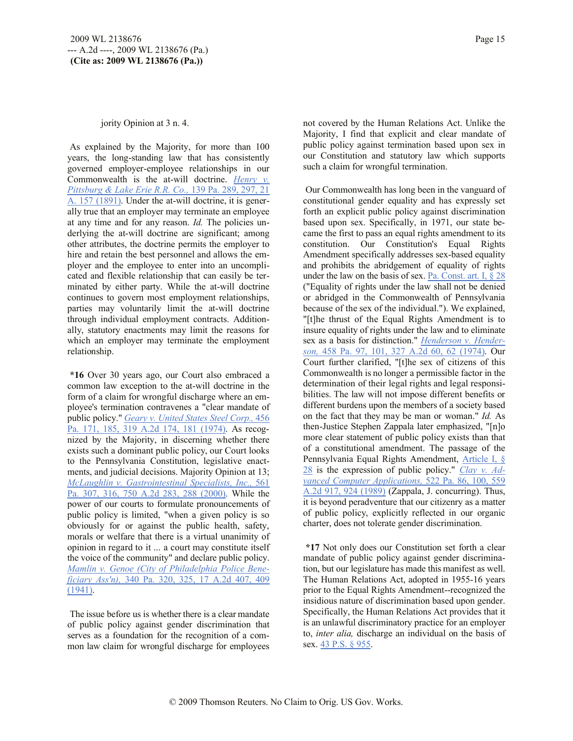jority Opinion at 3 n. 4.

As explained by the Majority, for more than 100 years, the long-standing law that has consistently governed employer-employee relationships in our Commonwealth is the at-will doctrine. *Henry v. Pittsburg & Lake Erie R.R. Co.,* 139 Pa. 289, 297, 21 A. 157 (1891). Under the at-will doctrine, it is generally true that an employer may terminate an employee at any time and for any reason. *Id.* The policies underlying the at-will doctrine are significant; among other attributes, the doctrine permits the employer to hire and retain the best personnel and allows the employer and the employee to enter into an uncomplicated and flexible relationship that can easily be terminated by either party. While the at-will doctrine continues to govern most employment relationships, parties may voluntarily limit the at-will doctrine through individual employment contracts. Additionally, statutory enactments may limit the reasons for which an employer may terminate the employment relationship.

**\*16** Over 30 years ago, our Court also embraced a common law exception to the at-will doctrine in the form of a claim for wrongful discharge where an employee's termination contravenes a "clear mandate of public policy." *Geary v. United States Steel Corp.,* 456 Pa. 171, 185, 319 A.2d 174, 181 (1974). As recognized by the Majority, in discerning whether there exists such a dominant public policy, our Court looks to the Pennsylvania Constitution, legislative enactments, and judicial decisions. Majority Opinion at 13; *McLaughlin v. Gastrointestinal Specialists, Inc.,* 561 Pa. 307, 316, 750 A.2d 283, 288 (2000). While the power of our courts to formulate pronouncements of public policy is limited, "when a given policy is so obviously for or against the public health, safety, morals or welfare that there is a virtual unanimity of opinion in regard to it ... a court may constitute itself the voice of the community" and declare public policy. *Mamlin v. Genoe (City of Philadelphia Police Beneficiary Ass'n),* 340 Pa. 320, 325, 17 A.2d 407, 409 (1941).

The issue before us is whether there is a clear mandate of public policy against gender discrimination that serves as a foundation for the recognition of a common law claim for wrongful discharge for employees not covered by the Human Relations Act. Unlike the Majority, I find that explicit and clear mandate of public policy against termination based upon sex in our Constitution and statutory law which supports such a claim for wrongful termination.

Our Commonwealth has long been in the vanguard of constitutional gender equality and has expressly set forth an explicit public policy against discrimination based upon sex. Specifically, in 1971, our state became the first to pass an equal rights amendment to its constitution. Our Constitution's Equal Rights Amendment specifically addresses sex-based equality and prohibits the abridgement of equality of rights under the law on the basis of sex. Pa. Const. art. I, § 28 ("Equality of rights under the law shall not be denied or abridged in the Commonwealth of Pennsylvania because of the sex of the individual."). We explained, "[t]he thrust of the Equal Rights Amendment is to insure equality of rights under the law and to eliminate sex as a basis for distinction." *Henderson v. Henderson,* 458 Pa. 97, 101, 327 A.2d 60, 62 (1974). Our Court further clarified, "[t]he sex of citizens of this Commonwealth is no longer a permissible factor in the determination of their legal rights and legal responsibilities. The law will not impose different benefits or different burdens upon the members of a society based on the fact that they may be man or woman." *Id.* As then-Justice Stephen Zappala later emphasized, "[n]o more clear statement of public policy exists than that of a constitutional amendment. The passage of the Pennsylvania Equal Rights Amendment, Article I, § 28 is the expression of public policy." *Clay v. Advanced Computer Applications,* 522 Pa. 86, 100, 559 A.2d 917, 924 (1989) (Zappala, J. concurring). Thus, it is beyond peradventure that our citizenry as a matter of public policy, explicitly reflected in our organic charter, does not tolerate gender discrimination.

**\*17** Not only does our Constitution set forth a clear mandate of public policy against gender discrimination, but our legislature has made this manifest as well. The Human Relations Act, adopted in 1955-16 years prior to the Equal Rights Amendment--recognized the insidious nature of discrimination based upon gender. Specifically, the Human Relations Act provides that it is an unlawful discriminatory practice for an employer to, *inter alia,* discharge an individual on the basis of sex. 43 P.S. § 955.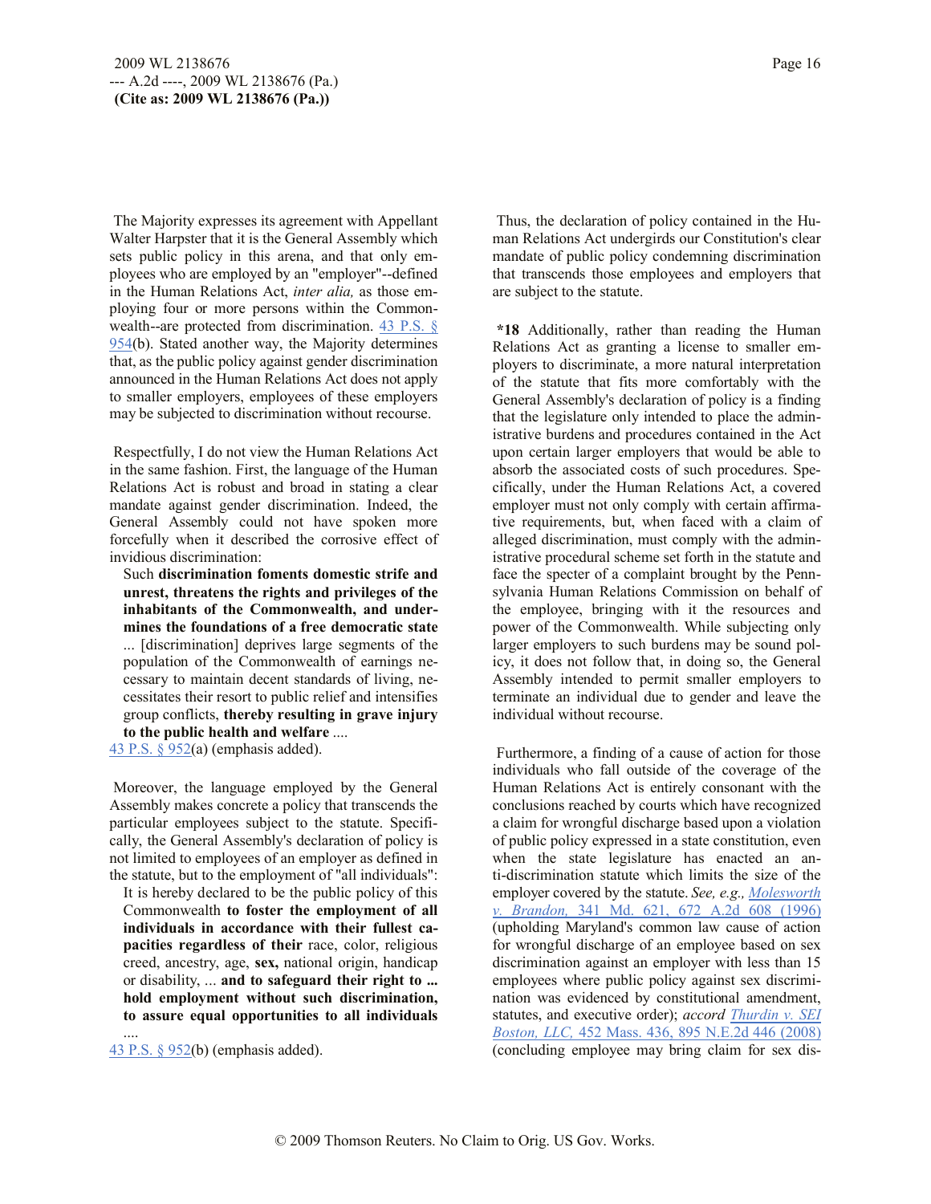The Majority expresses its agreement with Appellant Walter Harpster that it is the General Assembly which sets public policy in this arena, and that only employees who are employed by an "employer"--defined in the Human Relations Act, *inter alia,* as those employing four or more persons within the Commonwealth--are protected from discrimination. 43 P.S. § 954(b). Stated another way, the Majority determines that, as the public policy against gender discrimination announced in the Human Relations Act does not apply to smaller employers, employees of these employers may be subjected to discrimination without recourse.

Respectfully, I do not view the Human Relations Act in the same fashion. First, the language of the Human Relations Act is robust and broad in stating a clear mandate against gender discrimination. Indeed, the General Assembly could not have spoken more forcefully when it described the corrosive effect of invidious discrimination:

> Such **discrimination foments domestic strife and unrest, threatens the rights and privileges of the inhabitants of the Commonwealth, and undermines the foundations of a free democratic state** ... [discrimination] deprives large segments of the population of the Commonwealth of earnings necessary to maintain decent standards of living, necessitates their resort to public relief and intensifies group conflicts, **thereby resulting in grave injury to the public health and welfare** ....

43 P.S. § 952(a) (emphasis added).

Moreover, the language employed by the General Assembly makes concrete a policy that transcends the particular employees subject to the statute. Specifically, the General Assembly's declaration of policy is not limited to employees of an employer as defined in the statute, but to the employment of "all individuals":

> It is hereby declared to be the public policy of this Commonwealth **to foster the employment of all individuals in accordance with their fullest capacities regardless of their** race, color, religious creed, ancestry, age, **sex,** national origin, handicap or disability, ... **and to safeguard their right to ... hold employment without such discrimination, to assure equal opportunities to all individuals** ....

43 P.S. § 952(b) (emphasis added).

Thus, the declaration of policy contained in the Human Relations Act undergirds our Constitution's clear mandate of public policy condemning discrimination that transcends those employees and employers that are subject to the statute.

**\*18** Additionally, rather than reading the Human Relations Act as granting a license to smaller employers to discriminate, a more natural interpretation of the statute that fits more comfortably with the General Assembly's declaration of policy is a finding that the legislature only intended to place the administrative burdens and procedures contained in the Act upon certain larger employers that would be able to absorb the associated costs of such procedures. Specifically, under the Human Relations Act, a covered employer must not only comply with certain affirmative requirements, but, when faced with a claim of alleged discrimination, must comply with the administrative procedural scheme set forth in the statute and face the specter of a complaint brought by the Pennsylvania Human Relations Commission on behalf of the employee, bringing with it the resources and power of the Commonwealth. While subjecting only larger employers to such burdens may be sound policy, it does not follow that, in doing so, the General Assembly intended to permit smaller employers to terminate an individual due to gender and leave the individual without recourse.

Furthermore, a finding of a cause of action for those individuals who fall outside of the coverage of the Human Relations Act is entirely consonant with the conclusions reached by courts which have recognized a claim for wrongful discharge based upon a violation of public policy expressed in a state constitution, even when the state legislature has enacted an anti-discrimination statute which limits the size of the employer covered by the statute. *See, e.g., Molesworth v. Brandon,* 341 Md. 621, 672 A.2d 608 (1996) (upholding Maryland's common law cause of action for wrongful discharge of an employee based on sex discrimination against an employer with less than 15 employees where public policy against sex discrimination was evidenced by constitutional amendment, statutes, and executive order); *accord Thurdin v. SEI Boston, LLC,* 452 Mass. 436, 895 N.E.2d 446 (2008) (concluding employee may bring claim for sex dis-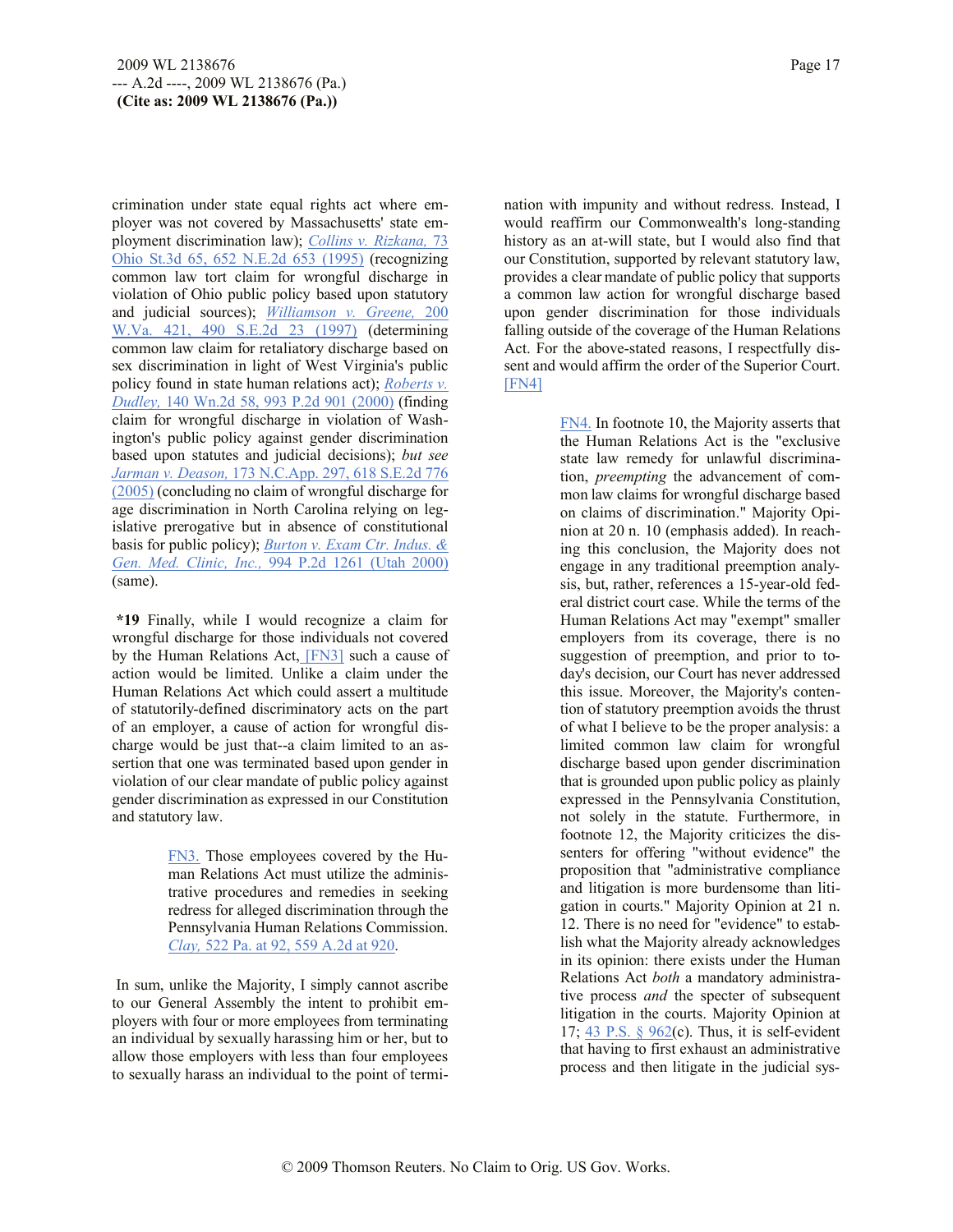crimination under state equal rights act where employer was not covered by Massachusetts' state employment discrimination law); *Collins v. Rizkana,* 73 Ohio St.3d 65, 652 N.E.2d 653 (1995) (recognizing common law tort claim for wrongful discharge in violation of Ohio public policy based upon statutory and judicial sources); *Williamson v. Greene,* 200 W.Va. 421, 490 S.E.2d 23 (1997) (determining common law claim for retaliatory discharge based on sex discrimination in light of West Virginia's public policy found in state human relations act); *Roberts v. Dudley,* 140 Wn.2d 58, 993 P.2d 901 (2000) (finding claim for wrongful discharge in violation of Washington's public policy against gender discrimination based upon statutes and judicial decisions); *but see Jarman v. Deason,* 173 N.C.App. 297, 618 S.E.2d 776 (2005) (concluding no claim of wrongful discharge for age discrimination in North Carolina relying on legislative prerogative but in absence of constitutional basis for public policy); *Burton v. Exam Ctr. Indus. & Gen. Med. Clinic, Inc.,* 994 P.2d 1261 (Utah 2000) (same).

**\*19** Finally, while I would recognize a claim for wrongful discharge for those individuals not covered by the Human Relations Act, [FN3] such a cause of action would be limited. Unlike a claim under the Human Relations Act which could assert a multitude of statutorily-defined discriminatory acts on the part of an employer, a cause of action for wrongful discharge would be just that--a claim limited to an assertion that one was terminated based upon gender in violation of our clear mandate of public policy against gender discrimination as expressed in our Constitution and statutory law.

> FN3. Those employees covered by the Human Relations Act must utilize the administrative procedures and remedies in seeking redress for alleged discrimination through the Pennsylvania Human Relations Commission. *Clay,* 522 Pa. at 92, 559 A.2d at 920.

In sum, unlike the Majority, I simply cannot ascribe to our General Assembly the intent to prohibit employers with four or more employees from terminating an individual by sexually harassing him or her, but to allow those employers with less than four employees to sexually harass an individual to the point of termination with impunity and without redress. Instead, I would reaffirm our Commonwealth's long-standing history as an at-will state, but I would also find that our Constitution, supported by relevant statutory law, provides a clear mandate of public policy that supports a common law action for wrongful discharge based upon gender discrimination for those individuals falling outside of the coverage of the Human Relations Act. For the above-stated reasons, I respectfully dissent and would affirm the order of the Superior Court. [FN4]

> FN4. In footnote 10, the Majority asserts that the Human Relations Act is the "exclusive state law remedy for unlawful discrimination, *preempting* the advancement of common law claims for wrongful discharge based on claims of discrimination." Majority Opinion at 20 n. 10 (emphasis added). In reaching this conclusion, the Majority does not engage in any traditional preemption analysis, but, rather, references a 15-year-old federal district court case. While the terms of the Human Relations Act may "exempt" smaller employers from its coverage, there is no suggestion of preemption, and prior to today's decision, our Court has never addressed this issue. Moreover, the Majority's contention of statutory preemption avoids the thrust of what I believe to be the proper analysis: a limited common law claim for wrongful discharge based upon gender discrimination that is grounded upon public policy as plainly expressed in the Pennsylvania Constitution, not solely in the statute. Furthermore, in footnote 12, the Majority criticizes the dissenters for offering "without evidence" the proposition that "administrative compliance and litigation is more burdensome than litigation in courts." Majority Opinion at 21 n. 12. There is no need for "evidence" to establish what the Majority already acknowledges in its opinion: there exists under the Human Relations Act *both* a mandatory administrative process *and* the specter of subsequent litigation in the courts. Majority Opinion at 17; 43 P.S. § 962(c). Thus, it is self-evident that having to first exhaust an administrative process and then litigate in the judicial sys-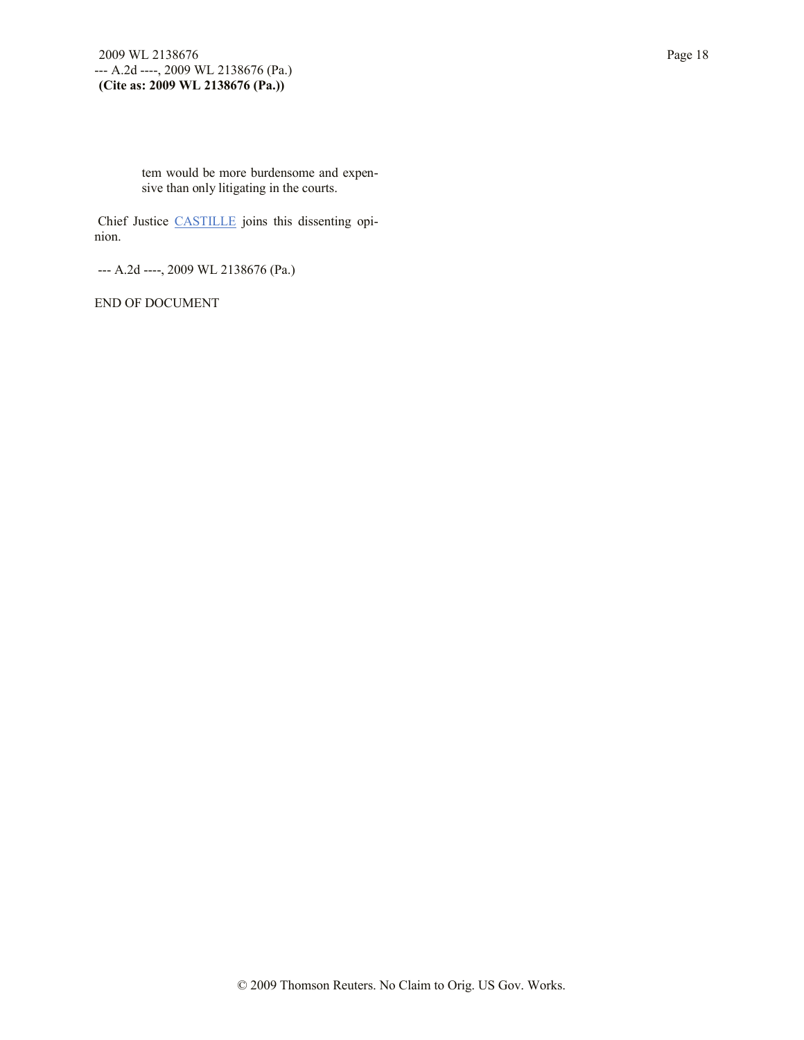tem would be more burdensome and expensive than only litigating in the courts.

Chief Justice CASTILLE joins this dissenting opinion.

--- A.2d ----, 2009 WL 2138676 (Pa.)

END OF DOCUMENT